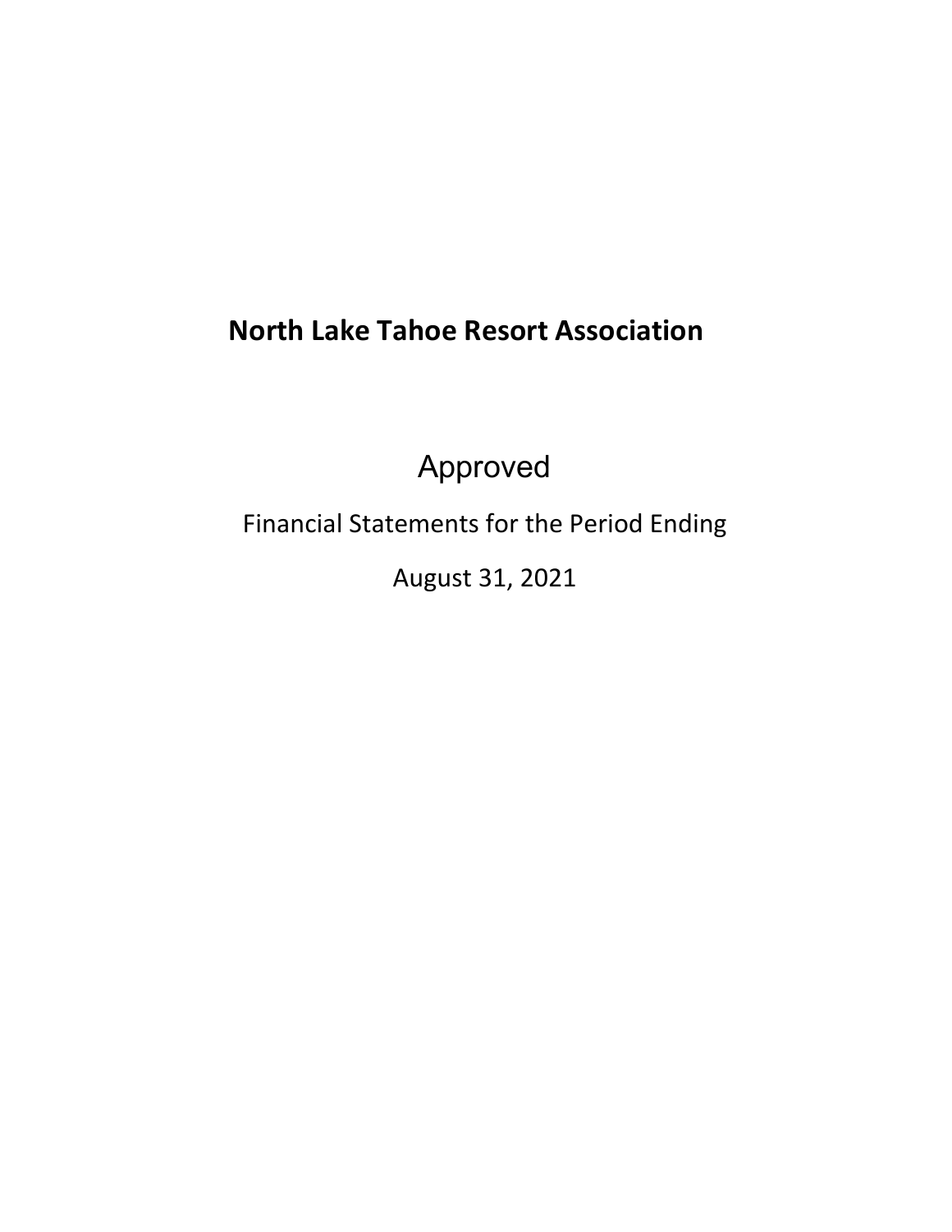# North Lake Tahoe Resort Association

Approved

Financial Statements for the Period Ending

August 31, 2021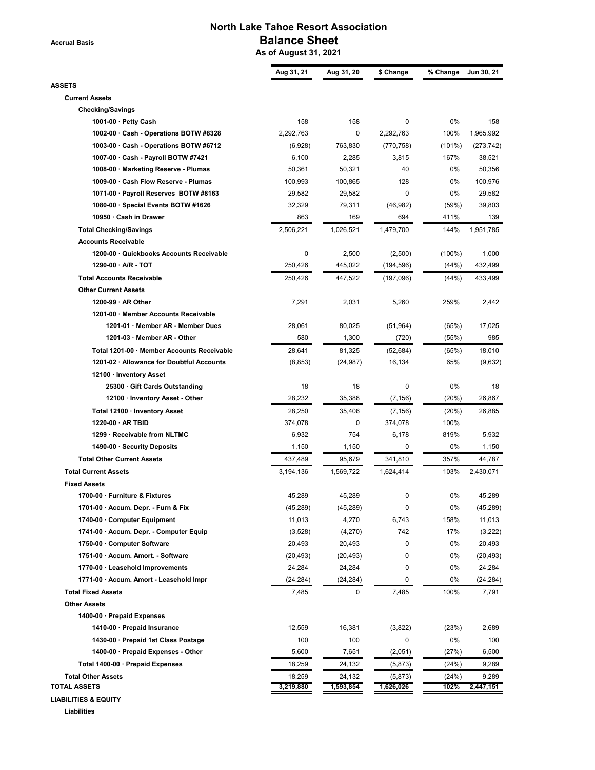**Accrual Basis**

# North Lake Tahoe Resort Association
## Balance Sheet
### As of August 31, 2021

| | Aug 31, 21 | Aug 31, 20 | $ Change | % Change | Jun 30, 21 |
|---|---|---|---|---|---|
| **ASSETS** | | | | | |
| **Current Assets** | | | | | |
| **Checking/Savings** | | | | | |
| 1001-00 · Petty Cash | 158 | 158 | 0 | 0% | 158 |
| 1002-00 · Cash - Operations BOTW #8328 | 2,292,763 | 0 | 2,292,763 | 100% | 1,965,992 |
| 1003-00 · Cash - Operations BOTW #6712 | (6,928) | 763,830 | (770,758) | (101%) | (273,742) |
| 1007-00 · Cash - Payroll BOTW #7421 | 6,100 | 2,285 | 3,815 | 167% | 38,521 |
| 1008-00 · Marketing Reserve - Plumas | 50,361 | 50,321 | 40 | 0% | 50,356 |
| 1009-00 · Cash Flow Reserve - Plumas | 100,993 | 100,865 | 128 | 0% | 100,976 |
| 1071-00 · Payroll Reserves BOTW #8163 | 29,582 | 29,582 | 0 | 0% | 29,582 |
| 1080-00 · Special Events BOTW #1626 | 32,329 | 79,311 | (46,982) | (59%) | 39,803 |
| 10950 · Cash in Drawer | 863 | 169 | 694 | 411% | 139 |
| **Total Checking/Savings** | 2,506,221 | 1,026,521 | 1,479,700 | 144% | 1,951,785 |
| **Accounts Receivable** | | | | | |
| 1200-00 · Quickbooks Accounts Receivable | 0 | 2,500 | (2,500) | (100%) | 1,000 |
| 1290-00 · A/R - TOT | 250,426 | 445,022 | (194,596) | (44%) | 432,499 |
| **Total Accounts Receivable** | 250,426 | 447,522 | (197,096) | (44%) | 433,499 |
| **Other Current Assets** | | | | | |
| 1200-99 · AR Other | 7,291 | 2,031 | 5,260 | 259% | 2,442 |
| 1201-00 · Member Accounts Receivable | | | | | |
| 1201-01 · Member AR - Member Dues | 28,061 | 80,025 | (51,964) | (65%) | 17,025 |
| 1201-03 · Member AR - Other | 580 | 1,300 | (720) | (55%) | 985 |
| Total 1201-00 · Member Accounts Receivable | 28,641 | 81,325 | (52,684) | (65%) | 18,010 |
| 1201-02 · Allowance for Doubtful Accounts | (8,853) | (24,987) | 16,134 | 65% | (9,632) |
| 12100 · Inventory Asset | | | | | |
| 25300 · Gift Cards Outstanding | 18 | 18 | 0 | 0% | 18 |
| 12100 · Inventory Asset - Other | 28,232 | 35,388 | (7,156) | (20%) | 26,867 |
| Total 12100 · Inventory Asset | 28,250 | 35,406 | (7,156) | (20%) | 26,885 |
| 1220-00 · AR TBID | 374,078 | 0 | 374,078 | 100% | |
| 1299 · Receivable from NLTMC | 6,932 | 754 | 6,178 | 819% | 5,932 |
| 1490-00 · Security Deposits | 1,150 | 1,150 | 0 | 0% | 1,150 |
| **Total Other Current Assets** | 437,489 | 95,679 | 341,810 | 357% | 44,787 |
| **Total Current Assets** | 3,194,136 | 1,569,722 | 1,624,414 | 103% | 2,430,071 |
| **Fixed Assets** | | | | | |
| 1700-00 · Furniture & Fixtures | 45,289 | 45,289 | 0 | 0% | 45,289 |
| 1701-00 · Accum. Depr. - Furn & Fix | (45,289) | (45,289) | 0 | 0% | (45,289) |
| 1740-00 · Computer Equipment | 11,013 | 4,270 | 6,743 | 158% | 11,013 |
| 1741-00 · Accum. Depr. - Computer Equip | (3,528) | (4,270) | 742 | 17% | (3,222) |
| 1750-00 · Computer Software | 20,493 | 20,493 | 0 | 0% | 20,493 |
| 1751-00 · Accum. Amort. - Software | (20,493) | (20,493) | 0 | 0% | (20,493) |
| 1770-00 · Leasehold Improvements | 24,284 | 24,284 | 0 | 0% | 24,284 |
| 1771-00 · Accum. Amort - Leasehold Impr | (24,284) | (24,284) | 0 | 0% | (24,284) |
| **Total Fixed Assets** | 7,485 | 0 | 7,485 | 100% | 7,791 |
| **Other Assets** | | | | | |
| 1400-00 · Prepaid Expenses | | | | | |
| 1410-00 · Prepaid Insurance | 12,559 | 16,381 | (3,822) | (23%) | 2,689 |
| 1430-00 · Prepaid 1st Class Postage | 100 | 100 | 0 | 0% | 100 |
| 1400-00 · Prepaid Expenses - Other | 5,600 | 7,651 | (2,051) | (27%) | 6,500 |
| Total 1400-00 · Prepaid Expenses | 18,259 | 24,132 | (5,873) | (24%) | 9,289 |
| **Total Other Assets** | 18,259 | 24,132 | (5,873) | (24%) | 9,289 |
| **TOTAL ASSETS** | 3,219,880 | 1,593,854 | 1,626,026 | 102% | 2,447,151 |
| **LIABILITIES & EQUITY** | | | | | |
| **Liabilities** | | | | | |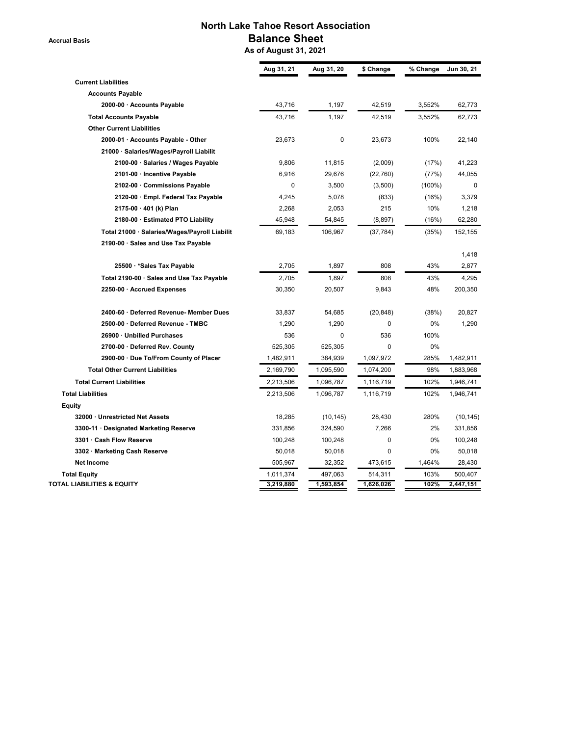**Accrual Basis**

# North Lake Tahoe Resort Association
## Balance Sheet
### As of August 31, 2021

| | Aug 31, 21 | Aug 31, 20 | $ Change | % Change | Jun 30, 21 |
|---|---|---|---|---|---|
| **Current Liabilities** | | | | | |
| **Accounts Payable** | | | | | |
| **2000-00 · Accounts Payable** | 43,716 | 1,197 | 42,519 | 3,552% | 62,773 |
| **Total Accounts Payable** | 43,716 | 1,197 | 42,519 | 3,552% | 62,773 |
| **Other Current Liabilities** | | | | | |
| **2000-01 · Accounts Payable - Other** | 23,673 | 0 | 23,673 | 100% | 22,140 |
| **21000 · Salaries/Wages/Payroll Liabilit** | | | | | |
| **2100-00 · Salaries / Wages Payable** | 9,806 | 11,815 | (2,009) | (17%) | 41,223 |
| **2101-00 · Incentive Payable** | 6,916 | 29,676 | (22,760) | (77%) | 44,055 |
| **2102-00 · Commissions Payable** | 0 | 3,500 | (3,500) | (100%) | 0 |
| **2120-00 · Empl. Federal Tax Payable** | 4,245 | 5,078 | (833) | (16%) | 3,379 |
| **2175-00 · 401 (k) Plan** | 2,268 | 2,053 | 215 | 10% | 1,218 |
| **2180-00 · Estimated PTO Liability** | 45,948 | 54,845 | (8,897) | (16%) | 62,280 |
| **Total 21000 · Salaries/Wages/Payroll Liabilit** | 69,183 | 106,967 | (37,784) | (35%) | 152,155 |
| **2190-00 · Sales and Use Tax Payable** | | | | | 1,418 |
| **25500 · *Sales Tax Payable** | 2,705 | 1,897 | 808 | 43% | 2,877 |
| **Total 2190-00 · Sales and Use Tax Payable** | 2,705 | 1,897 | 808 | 43% | 4,295 |
| **2250-00 · Accrued Expenses** | 30,350 | 20,507 | 9,843 | 48% | 200,350 |
| **2400-60 · Deferred Revenue- Member Dues** | 33,837 | 54,685 | (20,848) | (38%) | 20,827 |
| **2500-00 · Deferred Revenue - TMBC** | 1,290 | 1,290 | 0 | 0% | 1,290 |
| **26900 · Unbilled Purchases** | 536 | 0 | 536 | 100% | |
| **2700-00 · Deferred Rev. County** | 525,305 | 525,305 | 0 | 0% | |
| **2900-00 · Due To/From County of Placer** | 1,482,911 | 384,939 | 1,097,972 | 285% | 1,482,911 |
| **Total Other Current Liabilities** | 2,169,790 | 1,095,590 | 1,074,200 | 98% | 1,883,968 |
| **Total Current Liabilities** | 2,213,506 | 1,096,787 | 1,116,719 | 102% | 1,946,741 |
| **Total Liabilities** | 2,213,506 | 1,096,787 | 1,116,719 | 102% | 1,946,741 |
| **Equity** | | | | | |
| **32000 · Unrestricted Net Assets** | 18,285 | (10,145) | 28,430 | 280% | (10,145) |
| **3300-11 · Designated Marketing Reserve** | 331,856 | 324,590 | 7,266 | 2% | 331,856 |
| **3301 · Cash Flow Reserve** | 100,248 | 100,248 | 0 | 0% | 100,248 |
| **3302 · Marketing Cash Reserve** | 50,018 | 50,018 | 0 | 0% | 50,018 |
| **Net Income** | 505,967 | 32,352 | 473,615 | 1,464% | 28,430 |
| **Total Equity** | 1,011,374 | 497,063 | 514,311 | 103% | 500,407 |
| **TOTAL LIABILITIES & EQUITY** | 3,219,880 | 1,593,854 | 1,626,026 | 102% | 2,447,151 |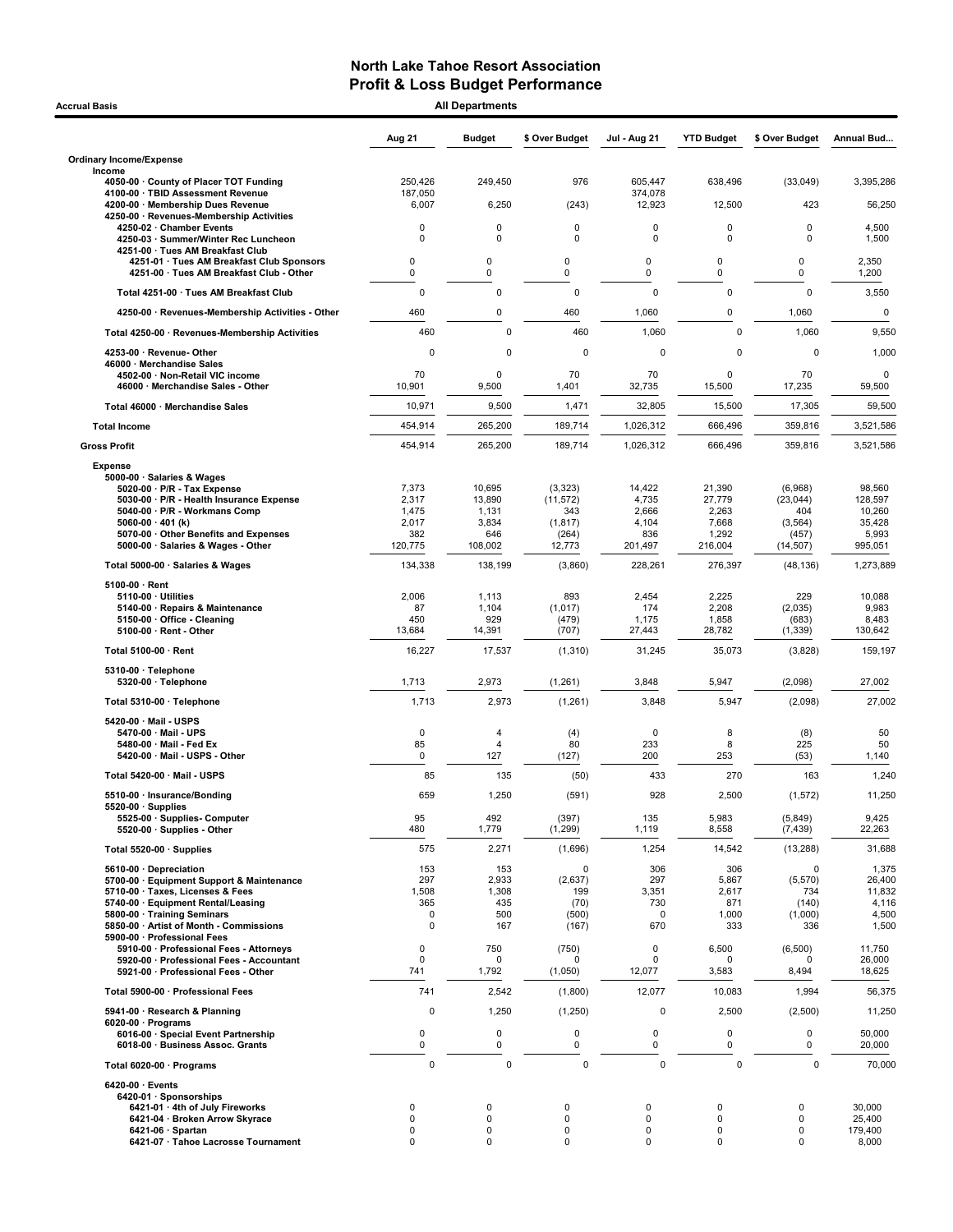# North Lake Tahoe Resort Association
## Profit & Loss Budget Performance

**Accrual Basis** — **All Departments**

| | Aug 21 | Budget | $ Over Budget | Jul - Aug 21 | YTD Budget | $ Over Budget | Annual Bud... |
|---|---|---|---|---|---|---|---|
| **Ordinary Income/Expense** | | | | | | | |
| Income | | | | | | | |
| 4050-00 · County of Placer TOT Funding | 250,426 | 249,450 | 976 | 605,447 | 638,496 | (33,049) | 3,395,286 |
| 4100-00 · TBID Assessment Revenue | 187,050 | | | 374,078 | | | |
| 4200-00 · Membership Dues Revenue | 6,007 | 6,250 | (243) | 12,923 | 12,500 | 423 | 56,250 |
| 4250-00 · Revenues-Membership Activities | | | | | | | |
| 4250-02 · Chamber Events | 0 | 0 | 0 | 0 | 0 | 0 | 4,500 |
| 4250-03 · Summer/Winter Rec Luncheon | 0 | 0 | 0 | 0 | 0 | 0 | 1,500 |
| 4251-00 · Tues AM Breakfast Club | | | | | | | |
| 4251-01 · Tues AM Breakfast Club Sponsors | 0 | 0 | 0 | 0 | 0 | 0 | 2,350 |
| 4251-00 · Tues AM Breakfast Club - Other | 0 | 0 | 0 | 0 | 0 | 0 | 1,200 |
| Total 4251-00 · Tues AM Breakfast Club | 0 | 0 | 0 | 0 | 0 | 0 | 3,550 |
| 4250-00 · Revenues-Membership Activities - Other | 460 | 0 | 460 | 1,060 | 0 | 1,060 | 0 |
| Total 4250-00 · Revenues-Membership Activities | 460 | 0 | 460 | 1,060 | 0 | 1,060 | 9,550 |
| 4253-00 · Revenue- Other | 0 | 0 | 0 | 0 | 0 | 0 | 1,000 |
| 46000 · Merchandise Sales | | | | | | | |
| 4502-00 · Non-Retail VIC income | 70 | 0 | 70 | 70 | 0 | 70 | 0 |
| 46000 · Merchandise Sales - Other | 10,901 | 9,500 | 1,401 | 32,735 | 15,500 | 17,235 | 59,500 |
| Total 46000 · Merchandise Sales | 10,971 | 9,500 | 1,471 | 32,805 | 15,500 | 17,305 | 59,500 |
| **Total Income** | 454,914 | 265,200 | 189,714 | 1,026,312 | 666,496 | 359,816 | 3,521,586 |
| **Gross Profit** | 454,914 | 265,200 | 189,714 | 1,026,312 | 666,496 | 359,816 | 3,521,586 |
| Expense | | | | | | | |
| 5000-00 · Salaries & Wages | | | | | | | |
| 5020-00 · P/R - Tax Expense | 7,373 | 10,695 | (3,323) | 14,422 | 21,390 | (6,968) | 98,560 |
| 5030-00 · P/R - Health Insurance Expense | 2,317 | 13,890 | (11,572) | 4,735 | 27,779 | (23,044) | 128,597 |
| 5040-00 · P/R - Workmans Comp | 1,475 | 1,131 | 343 | 2,666 | 2,263 | 404 | 10,260 |
| 5060-00 · 401 (k) | 2,017 | 3,834 | (1,817) | 4,104 | 7,668 | (3,564) | 35,428 |
| 5070-00 · Other Benefits and Expenses | 382 | 646 | (264) | 836 | 1,292 | (457) | 5,993 |
| 5000-00 · Salaries & Wages - Other | 120,775 | 108,002 | 12,773 | 201,497 | 216,004 | (14,507) | 995,051 |
| Total 5000-00 · Salaries & Wages | 134,338 | 138,199 | (3,860) | 228,261 | 276,397 | (48,136) | 1,273,889 |
| 5100-00 · Rent | | | | | | | |
| 5110-00 · Utilities | 2,006 | 1,113 | 893 | 2,454 | 2,225 | 229 | 10,088 |
| 5140-00 · Repairs & Maintenance | 87 | 1,104 | (1,017) | 174 | 2,208 | (2,035) | 9,983 |
| 5150-00 · Office - Cleaning | 450 | 929 | (479) | 1,175 | 1,858 | (683) | 8,483 |
| 5100-00 · Rent - Other | 13,684 | 14,391 | (707) | 27,443 | 28,782 | (1,339) | 130,642 |
| Total 5100-00 · Rent | 16,227 | 17,537 | (1,310) | 31,245 | 35,073 | (3,828) | 159,197 |
| 5310-00 · Telephone | | | | | | | |
| 5320-00 · Telephone | 1,713 | 2,973 | (1,261) | 3,848 | 5,947 | (2,098) | 27,002 |
| Total 5310-00 · Telephone | 1,713 | 2,973 | (1,261) | 3,848 | 5,947 | (2,098) | 27,002 |
| 5420-00 · Mail - USPS | | | | | | | |
| 5470-00 · Mail - UPS | 0 | 4 | (4) | 0 | 8 | (8) | 50 |
| 5480-00 · Mail - Fed Ex | 85 | 4 | 80 | 233 | 8 | 225 | 50 |
| 5420-00 · Mail - USPS - Other | 0 | 127 | (127) | 200 | 253 | (53) | 1,140 |
| Total 5420-00 · Mail - USPS | 85 | 135 | (50) | 433 | 270 | 163 | 1,240 |
| 5510-00 · Insurance/Bonding | 659 | 1,250 | (591) | 928 | 2,500 | (1,572) | 11,250 |
| 5520-00 · Supplies | | | | | | | |
| 5525-00 · Supplies- Computer | 95 | 492 | (397) | 135 | 5,983 | (5,849) | 9,425 |
| 5520-00 · Supplies - Other | 480 | 1,779 | (1,299) | 1,119 | 8,558 | (7,439) | 22,263 |
| Total 5520-00 · Supplies | 575 | 2,271 | (1,696) | 1,254 | 14,542 | (13,288) | 31,688 |
| 5610-00 · Depreciation | 153 | 153 | 0 | 306 | 306 | 0 | 1,375 |
| 5700-00 · Equipment Support & Maintenance | 297 | 2,933 | (2,637) | 297 | 5,867 | (5,570) | 26,400 |
| 5710-00 · Taxes, Licenses & Fees | 1,508 | 1,308 | 199 | 3,351 | 2,617 | 734 | 11,832 |
| 5740-00 · Equipment Rental/Leasing | 365 | 435 | (70) | 730 | 871 | (140) | 4,116 |
| 5800-00 · Training Seminars | 0 | 500 | (500) | 0 | 1,000 | (1,000) | 4,500 |
| 5850-00 · Artist of Month - Commissions | 0 | 167 | (167) | 670 | 333 | 336 | 1,500 |
| 5900-00 · Professional Fees | | | | | | | |
| 5910-00 · Professional Fees - Attorneys | 0 | 750 | (750) | 0 | 6,500 | (6,500) | 11,750 |
| 5920-00 · Professional Fees - Accountant | 0 | 0 | 0 | 0 | 0 | 0 | 26,000 |
| 5921-00 · Professional Fees - Other | 741 | 1,792 | (1,050) | 12,077 | 3,583 | 8,494 | 18,625 |
| Total 5900-00 · Professional Fees | 741 | 2,542 | (1,800) | 12,077 | 10,083 | 1,994 | 56,375 |
| 5941-00 · Research & Planning | 0 | 1,250 | (1,250) | 0 | 2,500 | (2,500) | 11,250 |
| 6020-00 · Programs | | | | | | | |
| 6016-00 · Special Event Partnership | 0 | 0 | 0 | 0 | 0 | 0 | 50,000 |
| 6018-00 · Business Assoc. Grants | 0 | 0 | 0 | 0 | 0 | 0 | 20,000 |
| Total 6020-00 · Programs | 0 | 0 | 0 | 0 | 0 | 0 | 70,000 |
| 6420-00 · Events | | | | | | | |
| 6420-01 · Sponsorships | | | | | | | |
| 6421-01 · 4th of July Fireworks | 0 | 0 | 0 | 0 | 0 | 0 | 30,000 |
| 6421-04 · Broken Arrow Skyrace | 0 | 0 | 0 | 0 | 0 | 0 | 25,400 |
| 6421-06 · Spartan | 0 | 0 | 0 | 0 | 0 | 0 | 179,400 |
| 6421-07 · Tahoe Lacrosse Tournament | 0 | 0 | 0 | 0 | 0 | 0 | 8,000 |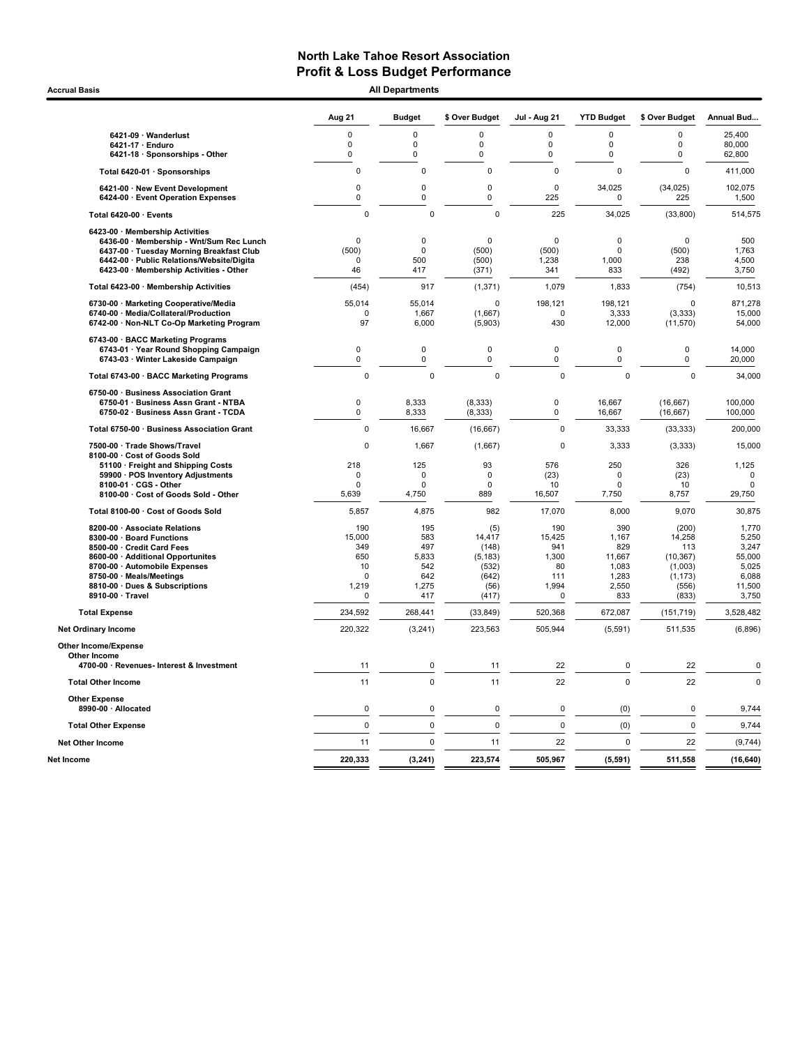# North Lake Tahoe Resort Association
## Profit & Loss Budget Performance

**Accrual Basis** — **All Departments**

| | Aug 21 | Budget | $ Over Budget | Jul - Aug 21 | YTD Budget | $ Over Budget | Annual Bud... |
|---|---|---|---|---|---|---|---|
| 6421-09 · Wanderlust | 0 | 0 | 0 | 0 | 0 | 0 | 25,400 |
| 6421-17 · Enduro | 0 | 0 | 0 | 0 | 0 | 0 | 80,000 |
| 6421-18 · Sponsorships - Other | 0 | 0 | 0 | 0 | 0 | 0 | 62,800 |
| **Total 6420-01 · Sponsorships** | 0 | 0 | 0 | 0 | 0 | 0 | 411,000 |
| 6421-00 · New Event Development | 0 | 0 | 0 | 0 | 34,025 | (34,025) | 102,075 |
| 6424-00 · Event Operation Expenses | 0 | 0 | 0 | 225 | 0 | 225 | 1,500 |
| **Total 6420-00 · Events** | 0 | 0 | 0 | 225 | 34,025 | (33,800) | 514,575 |
| 6423-00 · Membership Activities | | | | | | | |
| 6436-00 · Membership - Wnt/Sum Rec Lunch | 0 | 0 | 0 | 0 | 0 | 0 | 500 |
| 6437-00 · Tuesday Morning Breakfast Club | (500) | 0 | (500) | (500) | 0 | (500) | 1,763 |
| 6442-00 · Public Relations/Website/Digita | 0 | 500 | (500) | 1,238 | 1,000 | 238 | 4,500 |
| 6423-00 · Membership Activities - Other | 46 | 417 | (371) | 341 | 833 | (492) | 3,750 |
| **Total 6423-00 · Membership Activities** | (454) | 917 | (1,371) | 1,079 | 1,833 | (754) | 10,513 |
| 6730-00 · Marketing Cooperative/Media | 55,014 | 55,014 | 0 | 198,121 | 198,121 | 0 | 871,278 |
| 6740-00 · Media/Collateral/Production | 0 | 1,667 | (1,667) | 0 | 3,333 | (3,333) | 15,000 |
| 6742-00 · Non-NLT Co-Op Marketing Program | 97 | 6,000 | (5,903) | 430 | 12,000 | (11,570) | 54,000 |
| 6743-00 · BACC Marketing Programs | | | | | | | |
| 6743-01 · Year Round Shopping Campaign | 0 | 0 | 0 | 0 | 0 | 0 | 14,000 |
| 6743-03 · Winter Lakeside Campaign | 0 | 0 | 0 | 0 | 0 | 0 | 20,000 |
| **Total 6743-00 · BACC Marketing Programs** | 0 | 0 | 0 | 0 | 0 | 0 | 34,000 |
| 6750-00 · Business Association Grant | | | | | | | |
| 6750-01 · Business Assn Grant - NTBA | 0 | 8,333 | (8,333) | 0 | 16,667 | (16,667) | 100,000 |
| 6750-02 · Business Assn Grant - TCDA | 0 | 8,333 | (8,333) | 0 | 16,667 | (16,667) | 100,000 |
| **Total 6750-00 · Business Association Grant** | 0 | 16,667 | (16,667) | 0 | 33,333 | (33,333) | 200,000 |
| 7500-00 · Trade Shows/Travel | 0 | 1,667 | (1,667) | 0 | 3,333 | (3,333) | 15,000 |
| 8100-00 · Cost of Goods Sold | | | | | | | |
| 51100 · Freight and Shipping Costs | 218 | 125 | 93 | 576 | 250 | 326 | 1,125 |
| 59900 · POS Inventory Adjustments | 0 | 0 | 0 | (23) | 0 | (23) | 0 |
| 8100-01 · CGS - Other | 0 | 0 | 0 | 10 | 0 | 10 | 0 |
| 8100-00 · Cost of Goods Sold - Other | 5,639 | 4,750 | 889 | 16,507 | 7,750 | 8,757 | 29,750 |
| **Total 8100-00 · Cost of Goods Sold** | 5,857 | 4,875 | 982 | 17,070 | 8,000 | 9,070 | 30,875 |
| 8200-00 · Associate Relations | 190 | 195 | (5) | 190 | 390 | (200) | 1,770 |
| 8300-00 · Board Functions | 15,000 | 583 | 14,417 | 15,425 | 1,167 | 14,258 | 5,250 |
| 8500-00 · Credit Card Fees | 349 | 497 | (148) | 941 | 829 | 113 | 3,247 |
| 8600-00 · Additional Opportunites | 650 | 5,833 | (5,183) | 1,300 | 11,667 | (10,367) | 55,000 |
| 8700-00 · Automobile Expenses | 10 | 542 | (532) | 80 | 1,083 | (1,003) | 5,025 |
| 8750-00 · Meals/Meetings | 0 | 642 | (642) | 111 | 1,283 | (1,173) | 6,088 |
| 8810-00 · Dues & Subscriptions | 1,219 | 1,275 | (56) | 1,994 | 2,550 | (556) | 11,500 |
| 8910-00 · Travel | 0 | 417 | (417) | 0 | 833 | (833) | 3,750 |
| **Total Expense** | 234,592 | 268,441 | (33,849) | 520,368 | 672,087 | (151,719) | 3,528,482 |
| **Net Ordinary Income** | 220,322 | (3,241) | 223,563 | 505,944 | (5,591) | 511,535 | (6,896) |
| **Other Income/Expense** | | | | | | | |
| **Other Income** | | | | | | | |
| 4700-00 · Revenues- Interest & Investment | 11 | 0 | 11 | 22 | 0 | 22 | 0 |
| **Total Other Income** | 11 | 0 | 11 | 22 | 0 | 22 | 0 |
| **Other Expense** | | | | | | | |
| 8990-00 · Allocated | 0 | 0 | 0 | 0 | (0) | 0 | 9,744 |
| **Total Other Expense** | 0 | 0 | 0 | 0 | (0) | 0 | 9,744 |
| **Net Other Income** | 11 | 0 | 11 | 22 | 0 | 22 | (9,744) |
| **Net Income** | 220,333 | (3,241) | 223,574 | 505,967 | (5,591) | 511,558 | (16,640) |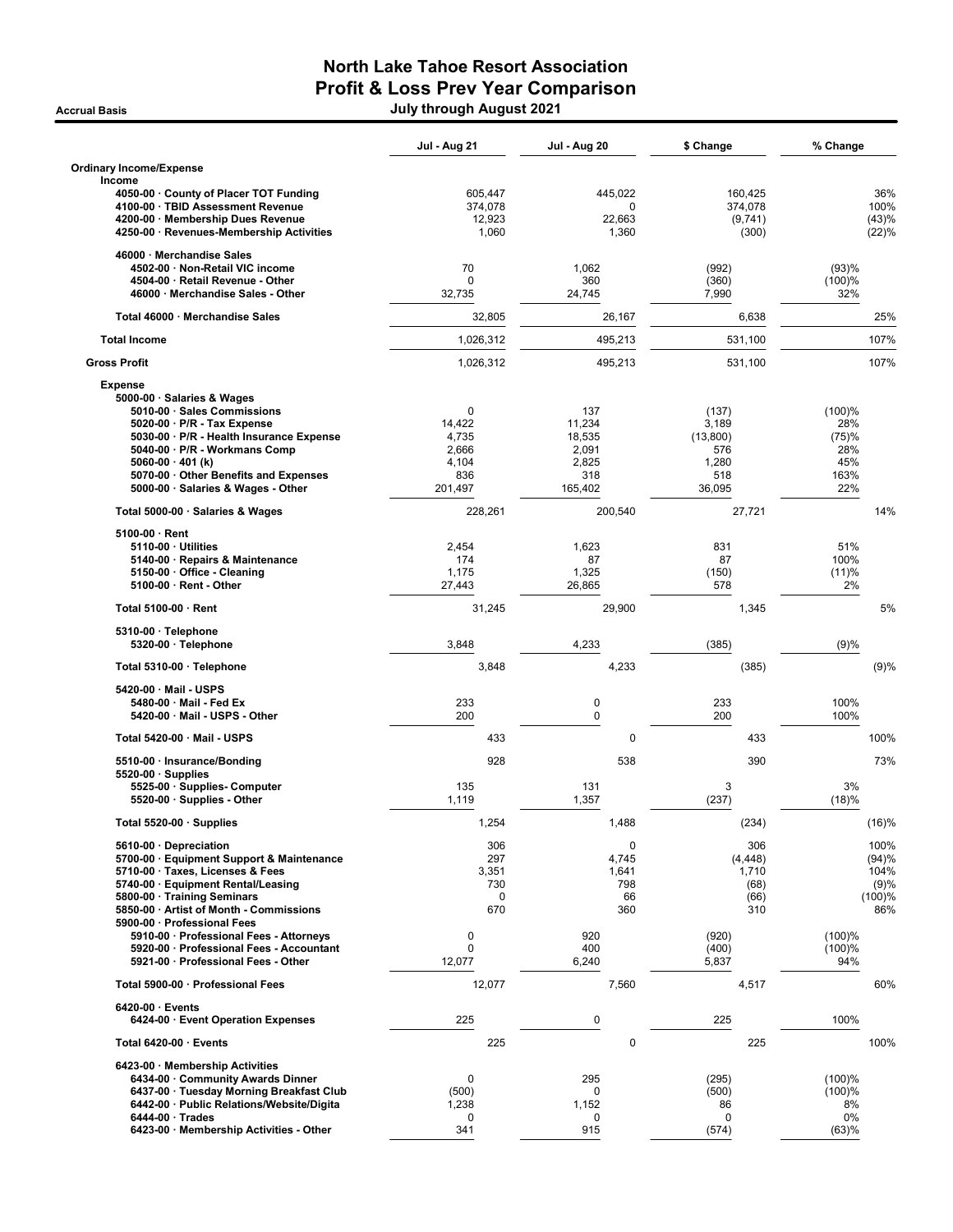# North Lake Tahoe Resort Association
## Profit & Loss Prev Year Comparison
### July through August 2021

Accrual Basis

| | Jul - Aug 21 | Jul - Aug 20 | $ Change | % Change |
|---|---|---|---|---|
| **Ordinary Income/Expense** | | | | |
| **Income** | | | | |
| 4050-00 · County of Placer TOT Funding | 605,447 | 445,022 | 160,425 | 36% |
| 4100-00 · TBID Assessment Revenue | 374,078 | 0 | 374,078 | 100% |
| 4200-00 · Membership Dues Revenue | 12,923 | 22,663 | (9,741) | (43)% |
| 4250-00 · Revenues-Membership Activities | 1,060 | 1,360 | (300) | (22)% |
| 46000 · Merchandise Sales | | | | |
| 4502-00 · Non-Retail VIC income | 70 | 1,062 | (992) | (93)% |
| 4504-00 · Retail Revenue - Other | 0 | 360 | (360) | (100)% |
| 46000 · Merchandise Sales - Other | 32,735 | 24,745 | 7,990 | 32% |
| **Total 46000 · Merchandise Sales** | 32,805 | 26,167 | 6,638 | 25% |
| **Total Income** | 1,026,312 | 495,213 | 531,100 | 107% |
| **Gross Profit** | 1,026,312 | 495,213 | 531,100 | 107% |
| **Expense** | | | | |
| 5000-00 · Salaries & Wages | | | | |
| 5010-00 · Sales Commissions | 0 | 137 | (137) | (100)% |
| 5020-00 · P/R - Tax Expense | 14,422 | 11,234 | 3,189 | 28% |
| 5030-00 · P/R - Health Insurance Expense | 4,735 | 18,535 | (13,800) | (75)% |
| 5040-00 · P/R - Workmans Comp | 2,666 | 2,091 | 576 | 28% |
| 5060-00 · 401 (k) | 4,104 | 2,825 | 1,280 | 45% |
| 5070-00 · Other Benefits and Expenses | 836 | 318 | 518 | 163% |
| 5000-00 · Salaries & Wages - Other | 201,497 | 165,402 | 36,095 | 22% |
| **Total 5000-00 · Salaries & Wages** | 228,261 | 200,540 | 27,721 | 14% |
| 5100-00 · Rent | | | | |
| 5110-00 · Utilities | 2,454 | 1,623 | 831 | 51% |
| 5140-00 · Repairs & Maintenance | 174 | 87 | 87 | 100% |
| 5150-00 · Office - Cleaning | 1,175 | 1,325 | (150) | (11)% |
| 5100-00 · Rent - Other | 27,443 | 26,865 | 578 | 2% |
| **Total 5100-00 · Rent** | 31,245 | 29,900 | 1,345 | 5% |
| 5310-00 · Telephone | | | | |
| 5320-00 · Telephone | 3,848 | 4,233 | (385) | (9)% |
| **Total 5310-00 · Telephone** | 3,848 | 4,233 | (385) | (9)% |
| 5420-00 · Mail - USPS | | | | |
| 5480-00 · Mail - Fed Ex | 233 | 0 | 233 | 100% |
| 5420-00 · Mail - USPS - Other | 200 | 0 | 200 | 100% |
| **Total 5420-00 · Mail - USPS** | 433 | 0 | 433 | 100% |
| 5510-00 · Insurance/Bonding | 928 | 538 | 390 | 73% |
| 5520-00 · Supplies | | | | |
| 5525-00 · Supplies- Computer | 135 | 131 | 3 | 3% |
| 5520-00 · Supplies - Other | 1,119 | 1,357 | (237) | (18)% |
| **Total 5520-00 · Supplies** | 1,254 | 1,488 | (234) | (16)% |
| 5610-00 · Depreciation | 306 | 0 | 306 | 100% |
| 5700-00 · Equipment Support & Maintenance | 297 | 4,745 | (4,448) | (94)% |
| 5710-00 · Taxes, Licenses & Fees | 3,351 | 1,641 | 1,710 | 104% |
| 5740-00 · Equipment Rental/Leasing | 730 | 798 | (68) | (9)% |
| 5800-00 · Training Seminars | 0 | 66 | (66) | (100)% |
| 5850-00 · Artist of Month - Commissions | 670 | 360 | 310 | 86% |
| 5900-00 · Professional Fees | | | | |
| 5910-00 · Professional Fees - Attorneys | 0 | 920 | (920) | (100)% |
| 5920-00 · Professional Fees - Accountant | 0 | 400 | (400) | (100)% |
| 5921-00 · Professional Fees - Other | 12,077 | 6,240 | 5,837 | 94% |
| **Total 5900-00 · Professional Fees** | 12,077 | 7,560 | 4,517 | 60% |
| 6420-00 · Events | | | | |
| 6424-00 · Event Operation Expenses | 225 | 0 | 225 | 100% |
| **Total 6420-00 · Events** | 225 | 0 | 225 | 100% |
| 6423-00 · Membership Activities | | | | |
| 6434-00 · Community Awards Dinner | 0 | 295 | (295) | (100)% |
| 6437-00 · Tuesday Morning Breakfast Club | (500) | 0 | (500) | (100)% |
| 6442-00 · Public Relations/Website/Digita | 1,238 | 1,152 | 86 | 8% |
| 6444-00 · Trades | 0 | 0 | 0 | 0% |
| 6423-00 · Membership Activities - Other | 341 | 915 | (574) | (63)% |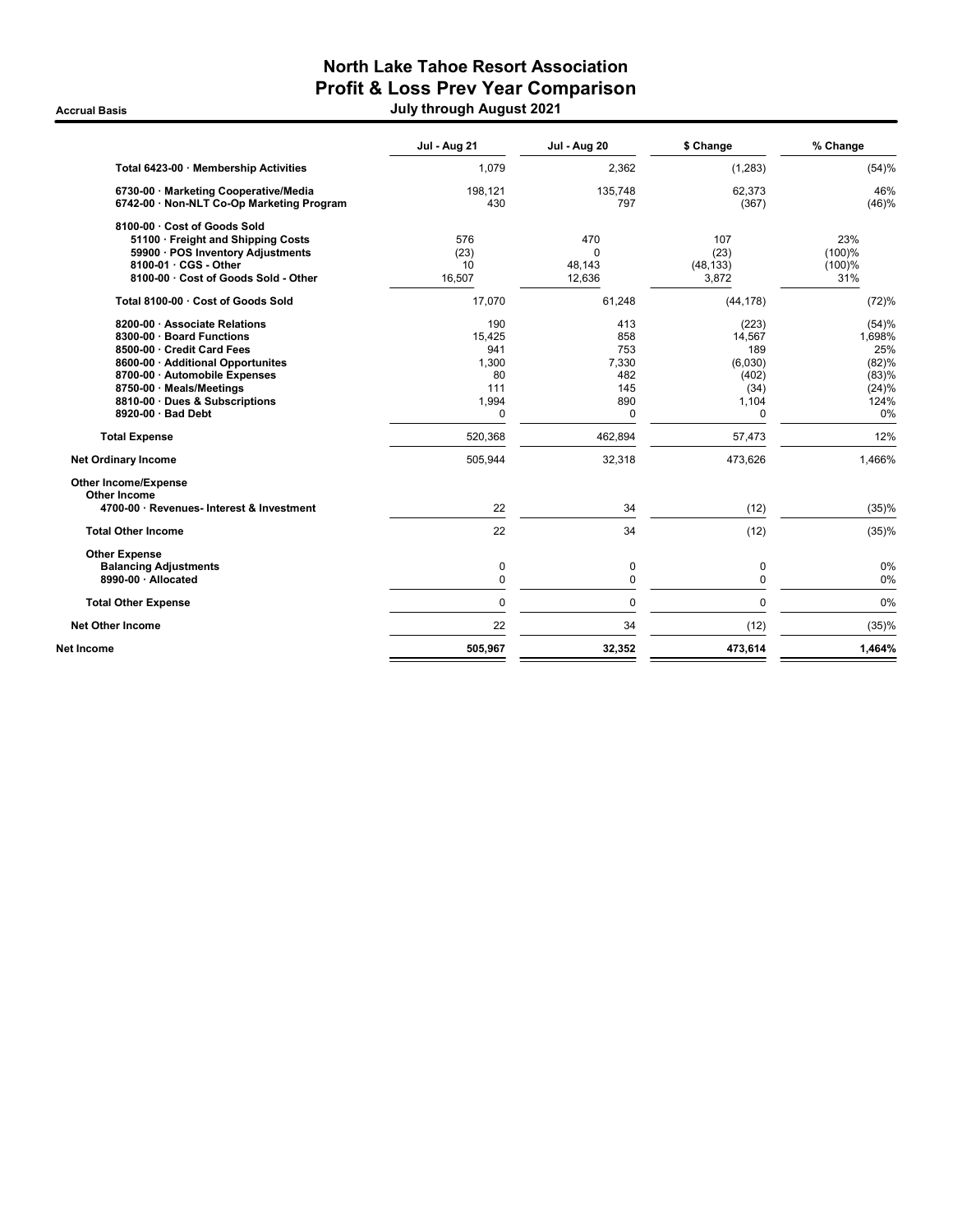# North Lake Tahoe Resort Association
## Profit & Loss Prev Year Comparison

**Accrual Basis** — July through August 2021

| | Jul - Aug 21 | Jul - Aug 20 | $ Change | % Change |
|---|---|---|---|---|
| Total 6423-00 · Membership Activities | 1,079 | 2,362 | (1,283) | (54)% |
| 6730-00 · Marketing Cooperative/Media | 198,121 | 135,748 | 62,373 | 46% |
| 6742-00 · Non-NLT Co-Op Marketing Program | 430 | 797 | (367) | (46)% |
| 8100-00 · Cost of Goods Sold | | | | |
| 51100 · Freight and Shipping Costs | 576 | 470 | 107 | 23% |
| 59900 · POS Inventory Adjustments | (23) | 0 | (23) | (100)% |
| 8100-01 · CGS - Other | 10 | 48,143 | (48,133) | (100)% |
| 8100-00 · Cost of Goods Sold - Other | 16,507 | 12,636 | 3,872 | 31% |
| Total 8100-00 · Cost of Goods Sold | 17,070 | 61,248 | (44,178) | (72)% |
| 8200-00 · Associate Relations | 190 | 413 | (223) | (54)% |
| 8300-00 · Board Functions | 15,425 | 858 | 14,567 | 1,698% |
| 8500-00 · Credit Card Fees | 941 | 753 | 189 | 25% |
| 8600-00 · Additional Opportunites | 1,300 | 7,330 | (6,030) | (82)% |
| 8700-00 · Automobile Expenses | 80 | 482 | (402) | (83)% |
| 8750-00 · Meals/Meetings | 111 | 145 | (34) | (24)% |
| 8810-00 · Dues & Subscriptions | 1,994 | 890 | 1,104 | 124% |
| 8920-00 · Bad Debt | 0 | 0 | 0 | 0% |
| **Total Expense** | 520,368 | 462,894 | 57,473 | 12% |
| **Net Ordinary Income** | 505,944 | 32,318 | 473,626 | 1,466% |
| **Other Income/Expense** | | | | |
| **Other Income** | | | | |
| 4700-00 · Revenues- Interest & Investment | 22 | 34 | (12) | (35)% |
| **Total Other Income** | 22 | 34 | (12) | (35)% |
| **Other Expense** | | | | |
| Balancing Adjustments | 0 | 0 | 0 | 0% |
| 8990-00 · Allocated | 0 | 0 | 0 | 0% |
| **Total Other Expense** | 0 | 0 | 0 | 0% |
| **Net Other Income** | 22 | 34 | (12) | (35)% |
| **Net Income** | **505,967** | **32,352** | **473,614** | **1,464%** |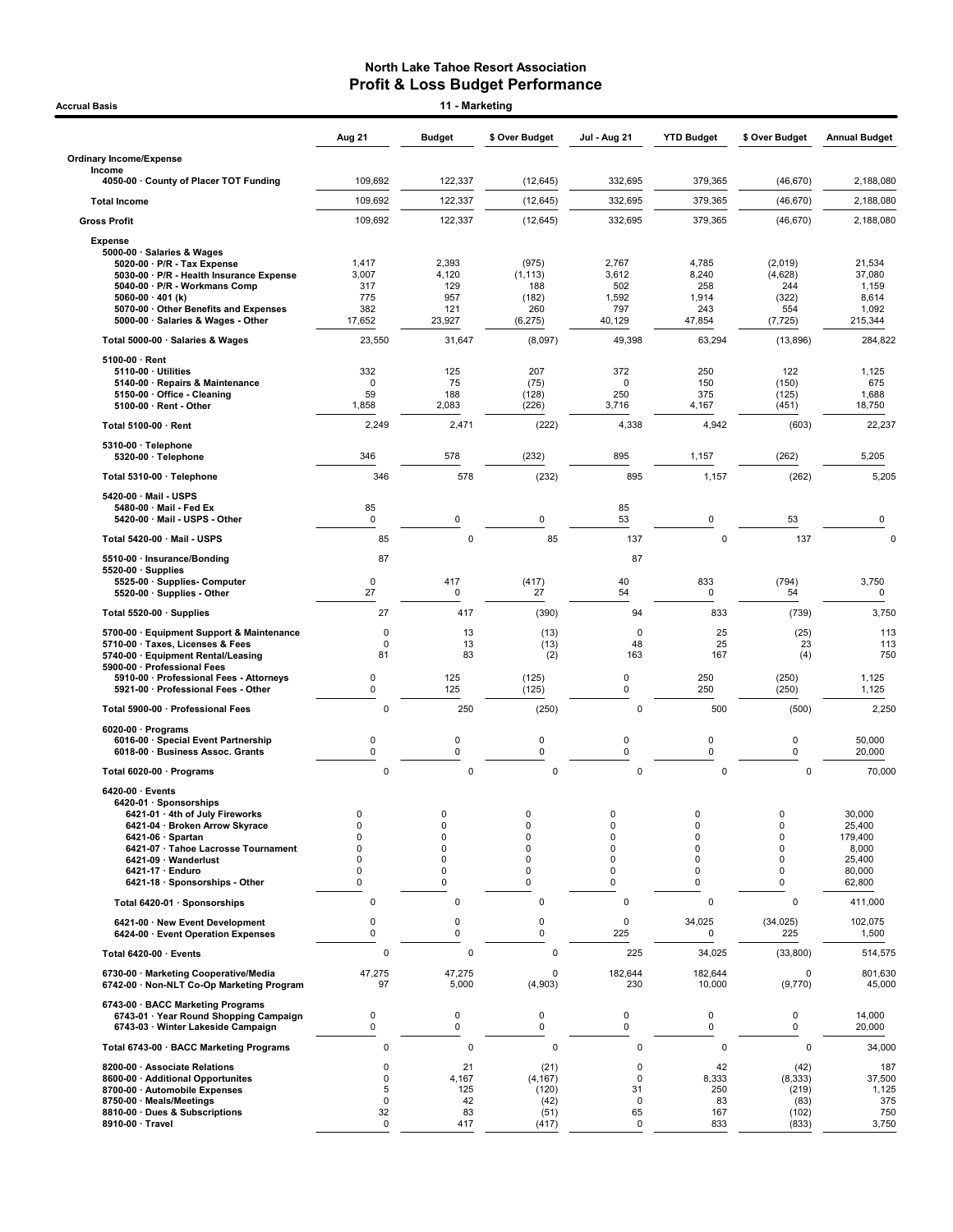# North Lake Tahoe Resort Association
## Profit & Loss Budget Performance

**Accrual Basis** — **11 - Marketing**

| | Aug 21 | Budget | $ Over Budget | Jul - Aug 21 | YTD Budget | $ Over Budget | Annual Budget |
|---|---|---|---|---|---|---|---|
| **Ordinary Income/Expense** | | | | | | | |
| **Income** | | | | | | | |
| 4050-00 · County of Placer TOT Funding | 109,692 | 122,337 | (12,645) | 332,695 | 379,365 | (46,670) | 2,188,080 |
| **Total Income** | 109,692 | 122,337 | (12,645) | 332,695 | 379,365 | (46,670) | 2,188,080 |
| **Gross Profit** | 109,692 | 122,337 | (12,645) | 332,695 | 379,365 | (46,670) | 2,188,080 |
| **Expense** | | | | | | | |
| 5000-00 · Salaries & Wages | | | | | | | |
| 5020-00 · P/R - Tax Expense | 1,417 | 2,393 | (975) | 2,767 | 4,785 | (2,019) | 21,534 |
| 5030-00 · P/R - Health Insurance Expense | 3,007 | 4,120 | (1,113) | 3,612 | 8,240 | (4,628) | 37,080 |
| 5040-00 · P/R - Workmans Comp | 317 | 129 | 188 | 502 | 258 | 244 | 1,159 |
| 5060-00 · 401 (k) | 775 | 957 | (182) | 1,592 | 1,914 | (322) | 8,614 |
| 5070-00 · Other Benefits and Expenses | 382 | 121 | 260 | 797 | 243 | 554 | 1,092 |
| 5000-00 · Salaries & Wages - Other | 17,652 | 23,927 | (6,275) | 40,129 | 47,854 | (7,725) | 215,344 |
| Total 5000-00 · Salaries & Wages | 23,550 | 31,647 | (8,097) | 49,398 | 63,294 | (13,896) | 284,822 |
| 5100-00 · Rent | | | | | | | |
| 5110-00 · Utilities | 332 | 125 | 207 | 372 | 250 | 122 | 1,125 |
| 5140-00 · Repairs & Maintenance | 0 | 75 | (75) | 0 | 150 | (150) | 675 |
| 5150-00 · Office - Cleaning | 59 | 188 | (128) | 250 | 375 | (125) | 1,688 |
| 5100-00 · Rent - Other | 1,858 | 2,083 | (226) | 3,716 | 4,167 | (451) | 18,750 |
| Total 5100-00 · Rent | 2,249 | 2,471 | (222) | 4,338 | 4,942 | (603) | 22,237 |
| 5310-00 · Telephone | | | | | | | |
| 5320-00 · Telephone | 346 | 578 | (232) | 895 | 1,157 | (262) | 5,205 |
| Total 5310-00 · Telephone | 346 | 578 | (232) | 895 | 1,157 | (262) | 5,205 |
| 5420-00 · Mail - USPS | | | | | | | |
| 5480-00 · Mail - Fed Ex | 85 | | | 85 | | | |
| 5420-00 · Mail - USPS - Other | 0 | 0 | 0 | 53 | 0 | 53 | 0 |
| Total 5420-00 · Mail - USPS | 85 | 0 | 85 | 137 | 0 | 137 | 0 |
| 5510-00 · Insurance/Bonding | 87 | | | 87 | | | |
| 5520-00 · Supplies | | | | | | | |
| 5525-00 · Supplies- Computer | 0 | 417 | (417) | 40 | 833 | (794) | 3,750 |
| 5520-00 · Supplies - Other | 27 | 0 | 27 | 54 | 0 | 54 | 0 |
| Total 5520-00 · Supplies | 27 | 417 | (390) | 94 | 833 | (739) | 3,750 |
| 5700-00 · Equipment Support & Maintenance | 0 | 13 | (13) | 0 | 25 | (25) | 113 |
| 5710-00 · Taxes, Licenses & Fees | 0 | 13 | (13) | 48 | 25 | 23 | 113 |
| 5740-00 · Equipment Rental/Leasing | 81 | 83 | (2) | 163 | 167 | (4) | 750 |
| 5900-00 · Professional Fees | | | | | | | |
| 5910-00 · Professional Fees - Attorneys | 0 | 125 | (125) | 0 | 250 | (250) | 1,125 |
| 5921-00 · Professional Fees - Other | 0 | 125 | (125) | 0 | 250 | (250) | 1,125 |
| Total 5900-00 · Professional Fees | 0 | 250 | (250) | 0 | 500 | (500) | 2,250 |
| 6020-00 · Programs | | | | | | | |
| 6016-00 · Special Event Partnership | 0 | 0 | 0 | 0 | 0 | 0 | 50,000 |
| 6018-00 · Business Assoc. Grants | 0 | 0 | 0 | 0 | 0 | 0 | 20,000 |
| Total 6020-00 · Programs | 0 | 0 | 0 | 0 | 0 | 0 | 70,000 |
| 6420-00 · Events | | | | | | | |
| 6420-01 · Sponsorships | | | | | | | |
| 6421-01 · 4th of July Fireworks | 0 | 0 | 0 | 0 | 0 | 0 | 30,000 |
| 6421-04 · Broken Arrow Skyrace | 0 | 0 | 0 | 0 | 0 | 0 | 25,400 |
| 6421-06 · Spartan | 0 | 0 | 0 | 0 | 0 | 0 | 179,400 |
| 6421-07 · Tahoe Lacrosse Tournament | 0 | 0 | 0 | 0 | 0 | 0 | 8,000 |
| 6421-09 · Wanderlust | 0 | 0 | 0 | 0 | 0 | 0 | 25,400 |
| 6421-17 · Enduro | 0 | 0 | 0 | 0 | 0 | 0 | 80,000 |
| 6421-18 · Sponsorships - Other | 0 | 0 | 0 | 0 | 0 | 0 | 62,800 |
| Total 6420-01 · Sponsorships | 0 | 0 | 0 | 0 | 0 | 0 | 411,000 |
| 6421-00 · New Event Development | 0 | 0 | 0 | 0 | 34,025 | (34,025) | 102,075 |
| 6424-00 · Event Operation Expenses | 0 | 0 | 0 | 225 | 0 | 225 | 1,500 |
| Total 6420-00 · Events | 0 | 0 | 0 | 225 | 34,025 | (33,800) | 514,575 |
| 6730-00 · Marketing Cooperative/Media | 47,275 | 47,275 | 0 | 182,644 | 182,644 | 0 | 801,630 |
| 6742-00 · Non-NLT Co-Op Marketing Program | 97 | 5,000 | (4,903) | 230 | 10,000 | (9,770) | 45,000 |
| 6743-00 · BACC Marketing Programs | | | | | | | |
| 6743-01 · Year Round Shopping Campaign | 0 | 0 | 0 | 0 | 0 | 0 | 14,000 |
| 6743-03 · Winter Lakeside Campaign | 0 | 0 | 0 | 0 | 0 | 0 | 20,000 |
| Total 6743-00 · BACC Marketing Programs | 0 | 0 | 0 | 0 | 0 | 0 | 34,000 |
| 8200-00 · Associate Relations | 0 | 21 | (21) | 0 | 42 | (42) | 187 |
| 8600-00 · Additional Opportunites | 0 | 4,167 | (4,167) | 0 | 8,333 | (8,333) | 37,500 |
| 8700-00 · Automobile Expenses | 5 | 125 | (120) | 31 | 250 | (219) | 1,125 |
| 8750-00 · Meals/Meetings | 0 | 42 | (42) | 0 | 83 | (83) | 375 |
| 8810-00 · Dues & Subscriptions | 32 | 83 | (51) | 65 | 167 | (102) | 750 |
| 8910-00 · Travel | 0 | 417 | (417) | 0 | 833 | (833) | 3,750 |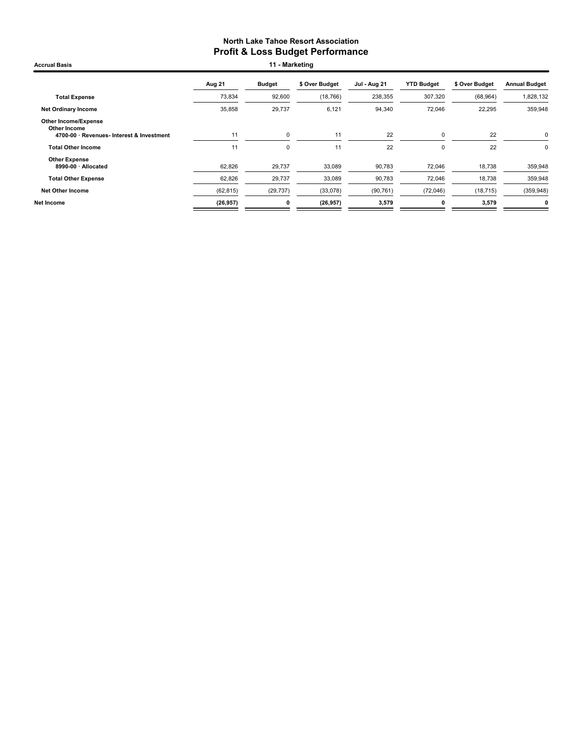# North Lake Tahoe Resort Association
## Profit & Loss Budget Performance

**Accrual Basis** — **11 - Marketing**

| | Aug 21 | Budget | $ Over Budget | Jul - Aug 21 | YTD Budget | $ Over Budget | Annual Budget |
|---|---|---|---|---|---|---|---|
| **Total Expense** | 73,834 | 92,600 | (18,766) | 238,355 | 307,320 | (68,964) | 1,828,132 |
| **Net Ordinary Income** | 35,858 | 29,737 | 6,121 | 94,340 | 72,046 | 22,295 | 359,948 |
| **Other Income/Expense** | | | | | | | |
| **Other Income** | | | | | | | |
| **4700-00 · Revenues- Interest & Investment** | 11 | 0 | 11 | 22 | 0 | 22 | 0 |
| **Total Other Income** | 11 | 0 | 11 | 22 | 0 | 22 | 0 |
| **Other Expense** | | | | | | | |
| **8990-00 · Allocated** | 62,826 | 29,737 | 33,089 | 90,783 | 72,046 | 18,738 | 359,948 |
| **Total Other Expense** | 62,826 | 29,737 | 33,089 | 90,783 | 72,046 | 18,738 | 359,948 |
| **Net Other Income** | (62,815) | (29,737) | (33,078) | (90,761) | (72,046) | (18,715) | (359,948) |
| **Net Income** | **(26,957)** | **0** | **(26,957)** | **3,579** | **0** | **3,579** | **0** |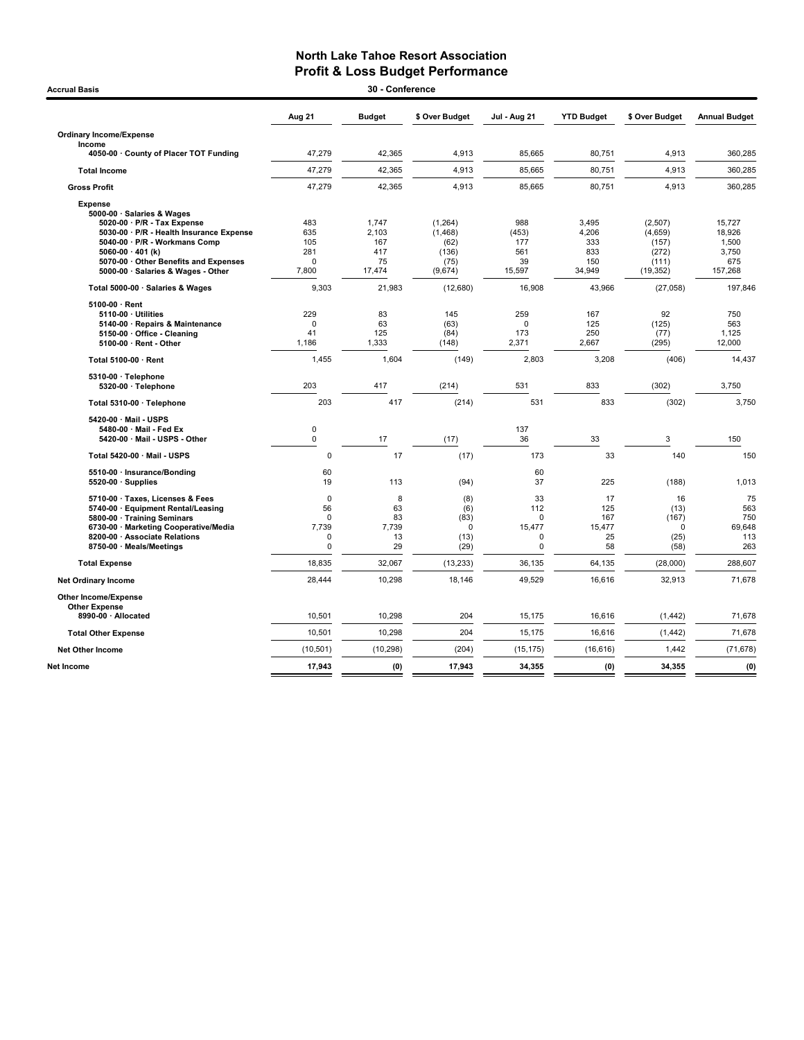# North Lake Tahoe Resort Association
## Profit & Loss Budget Performance

**Accrual Basis** — **30 - Conference**

| | Aug 21 | Budget | $ Over Budget | Jul - Aug 21 | YTD Budget | $ Over Budget | Annual Budget |
|---|---|---|---|---|---|---|---|
| **Ordinary Income/Expense** | | | | | | | |
| **Income** | | | | | | | |
| 4050-00 · County of Placer TOT Funding | 47,279 | 42,365 | 4,913 | 85,665 | 80,751 | 4,913 | 360,285 |
| **Total Income** | 47,279 | 42,365 | 4,913 | 85,665 | 80,751 | 4,913 | 360,285 |
| **Gross Profit** | 47,279 | 42,365 | 4,913 | 85,665 | 80,751 | 4,913 | 360,285 |
| **Expense** | | | | | | | |
| 5000-00 · Salaries & Wages | | | | | | | |
| 5020-00 · P/R - Tax Expense | 483 | 1,747 | (1,264) | 988 | 3,495 | (2,507) | 15,727 |
| 5030-00 · P/R - Health Insurance Expense | 635 | 2,103 | (1,468) | (453) | 4,206 | (4,659) | 18,926 |
| 5040-00 · P/R - Workmans Comp | 105 | 167 | (62) | 177 | 333 | (157) | 1,500 |
| 5060-00 · 401 (k) | 281 | 417 | (136) | 561 | 833 | (272) | 3,750 |
| 5070-00 · Other Benefits and Expenses | 0 | 75 | (75) | 39 | 150 | (111) | 675 |
| 5000-00 · Salaries & Wages - Other | 7,800 | 17,474 | (9,674) | 15,597 | 34,949 | (19,352) | 157,268 |
| **Total 5000-00 · Salaries & Wages** | 9,303 | 21,983 | (12,680) | 16,908 | 43,966 | (27,058) | 197,846 |
| 5100-00 · Rent | | | | | | | |
| 5110-00 · Utilities | 229 | 83 | 145 | 259 | 167 | 92 | 750 |
| 5140-00 · Repairs & Maintenance | 0 | 63 | (63) | 0 | 125 | (125) | 563 |
| 5150-00 · Office - Cleaning | 41 | 125 | (84) | 173 | 250 | (77) | 1,125 |
| 5100-00 · Rent - Other | 1,186 | 1,333 | (148) | 2,371 | 2,667 | (295) | 12,000 |
| **Total 5100-00 · Rent** | 1,455 | 1,604 | (149) | 2,803 | 3,208 | (406) | 14,437 |
| 5310-00 · Telephone | | | | | | | |
| 5320-00 · Telephone | 203 | 417 | (214) | 531 | 833 | (302) | 3,750 |
| **Total 5310-00 · Telephone** | 203 | 417 | (214) | 531 | 833 | (302) | 3,750 |
| 5420-00 · Mail - USPS | | | | | | | |
| 5480-00 · Mail - Fed Ex | 0 | | | 137 | | | |
| 5420-00 · Mail - USPS - Other | 0 | 17 | (17) | 36 | 33 | 3 | 150 |
| **Total 5420-00 · Mail - USPS** | 0 | 17 | (17) | 173 | 33 | 140 | 150 |
| 5510-00 · Insurance/Bonding | 60 | | | 60 | | | |
| 5520-00 · Supplies | 19 | 113 | (94) | 37 | 225 | (188) | 1,013 |
| 5710-00 · Taxes, Licenses & Fees | 0 | 8 | (8) | 33 | 17 | 16 | 75 |
| 5740-00 · Equipment Rental/Leasing | 56 | 63 | (6) | 112 | 125 | (13) | 563 |
| 5800-00 · Training Seminars | 0 | 83 | (83) | 0 | 167 | (167) | 750 |
| 6730-00 · Marketing Cooperative/Media | 7,739 | 7,739 | 0 | 15,477 | 15,477 | 0 | 69,648 |
| 8200-00 · Associate Relations | 0 | 13 | (13) | 0 | 25 | (25) | 113 |
| 8750-00 · Meals/Meetings | 0 | 29 | (29) | 0 | 58 | (58) | 263 |
| **Total Expense** | 18,835 | 32,067 | (13,233) | 36,135 | 64,135 | (28,000) | 288,607 |
| **Net Ordinary Income** | 28,444 | 10,298 | 18,146 | 49,529 | 16,616 | 32,913 | 71,678 |
| **Other Income/Expense** | | | | | | | |
| **Other Expense** | | | | | | | |
| 8990-00 · Allocated | 10,501 | 10,298 | 204 | 15,175 | 16,616 | (1,442) | 71,678 |
| **Total Other Expense** | 10,501 | 10,298 | 204 | 15,175 | 16,616 | (1,442) | 71,678 |
| **Net Other Income** | (10,501) | (10,298) | (204) | (15,175) | (16,616) | 1,442 | (71,678) |
| **Net Income** | **17,943** | **(0)** | **17,943** | **34,355** | **(0)** | **34,355** | **(0)** |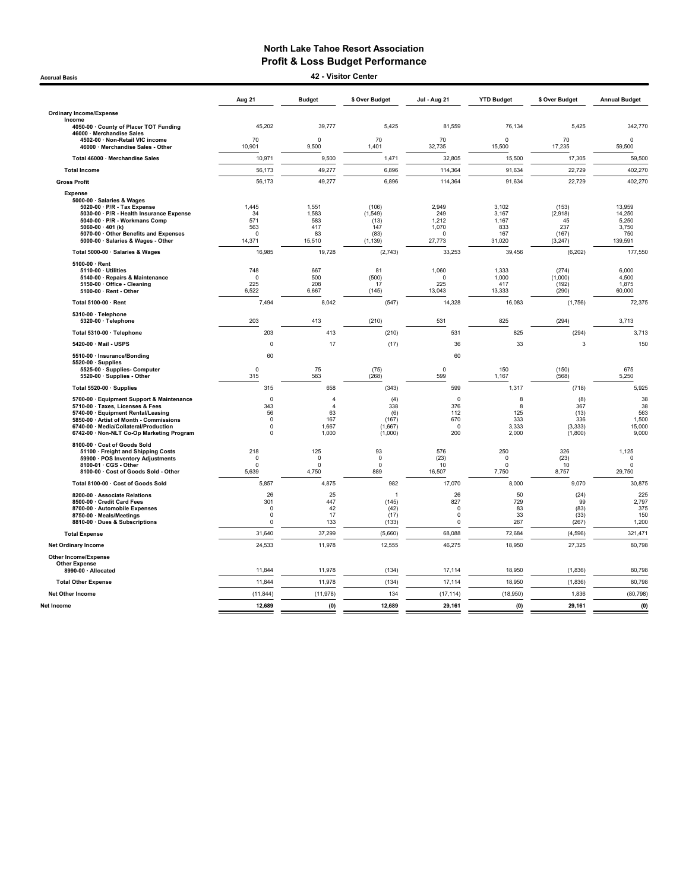# North Lake Tahoe Resort Association
## Profit & Loss Budget Performance
### 42 - Visitor Center

Accrual Basis

| | Aug 21 | Budget | $ Over Budget | Jul - Aug 21 | YTD Budget | $ Over Budget | Annual Budget |
|---|---|---|---|---|---|---|---|
| **Ordinary Income/Expense** | | | | | | | |
| **Income** | | | | | | | |
| 4050-00 · County of Placer TOT Funding | 45,202 | 39,777 | 5,425 | 81,559 | 76,134 | 5,425 | 342,770 |
| 46000 · Merchandise Sales | | | | | | | |
| 4502-00 · Non-Retail VIC income | 70 | 0 | 70 | 70 | 0 | 70 | 0 |
| 46000 · Merchandise Sales - Other | 10,901 | 9,500 | 1,401 | 32,735 | 15,500 | 17,235 | 59,500 |
| Total 46000 · Merchandise Sales | 10,971 | 9,500 | 1,471 | 32,805 | 15,500 | 17,305 | 59,500 |
| **Total Income** | 56,173 | 49,277 | 6,896 | 114,364 | 91,634 | 22,729 | 402,270 |
| **Gross Profit** | 56,173 | 49,277 | 6,896 | 114,364 | 91,634 | 22,729 | 402,270 |
| **Expense** | | | | | | | |
| 5000-00 · Salaries & Wages | | | | | | | |
| 5020-00 · P/R - Tax Expense | 1,445 | 1,551 | (106) | 2,949 | 3,102 | (153) | 13,959 |
| 5030-00 · P/R - Health Insurance Expense | 34 | 1,583 | (1,549) | 249 | 3,167 | (2,918) | 14,250 |
| 5040-00 · P/R - Workmans Comp | 571 | 583 | (13) | 1,212 | 1,167 | 45 | 5,250 |
| 5060-00 · 401 (k) | 563 | 417 | 147 | 1,070 | 833 | 237 | 3,750 |
| 5070-00 · Other Benefits and Expenses | 0 | 83 | (83) | 0 | 167 | (167) | 750 |
| 5000-00 · Salaries & Wages - Other | 14,371 | 15,510 | (1,139) | 27,773 | 31,020 | (3,247) | 139,591 |
| Total 5000-00 · Salaries & Wages | 16,985 | 19,728 | (2,743) | 33,253 | 39,456 | (6,202) | 177,550 |
| 5100-00 · Rent | | | | | | | |
| 5110-00 · Utilities | 748 | 667 | 81 | 1,060 | 1,333 | (274) | 6,000 |
| 5140-00 · Repairs & Maintenance | 0 | 500 | (500) | 0 | 1,000 | (1,000) | 4,500 |
| 5150-00 · Office - Cleaning | 225 | 208 | 17 | 225 | 417 | (192) | 1,875 |
| 5100-00 · Rent - Other | 6,522 | 6,667 | (145) | 13,043 | 13,333 | (290) | 60,000 |
| Total 5100-00 · Rent | 7,494 | 8,042 | (547) | 14,328 | 16,083 | (1,756) | 72,375 |
| 5310-00 · Telephone | | | | | | | |
| 5320-00 · Telephone | 203 | 413 | (210) | 531 | 825 | (294) | 3,713 |
| Total 5310-00 · Telephone | 203 | 413 | (210) | 531 | 825 | (294) | 3,713 |
| 5420-00 · Mail - USPS | 0 | 17 | (17) | 36 | 33 | 3 | 150 |
| 5510-00 · Insurance/Bonding | 60 | | | 60 | | | |
| 5520-00 · Supplies | | | | | | | |
| 5525-00 · Supplies- Computer | 0 | 75 | (75) | 0 | 150 | (150) | 675 |
| 5520-00 · Supplies - Other | 315 | 583 | (268) | 599 | 1,167 | (568) | 5,250 |
| Total 5520-00 · Supplies | 315 | 658 | (343) | 599 | 1,317 | (718) | 5,925 |
| 5700-00 · Equipment Support & Maintenance | 0 | 4 | (4) | 0 | 8 | (8) | 38 |
| 5710-00 · Taxes, Licenses & Fees | 343 | 4 | 338 | 376 | 8 | 367 | 38 |
| 5740-00 · Equipment Rental/Leasing | 56 | 63 | (6) | 112 | 125 | (13) | 563 |
| 5850-00 · Artist of Month - Commissions | 0 | 167 | (167) | 670 | 333 | 336 | 1,500 |
| 6740-00 · Media/Collateral/Production | 0 | 1,667 | (1,667) | 0 | 3,333 | (3,333) | 15,000 |
| 6742-00 · Non-NLT Co-Op Marketing Program | 0 | 1,000 | (1,000) | 200 | 2,000 | (1,800) | 9,000 |
| 8100-00 · Cost of Goods Sold | | | | | | | |
| 51100 · Freight and Shipping Costs | 218 | 125 | 93 | 576 | 250 | 326 | 1,125 |
| 59900 · POS Inventory Adjustments | 0 | 0 | 0 | (23) | 0 | (23) | 0 |
| 8100-01 · CGS - Other | 0 | 0 | 0 | 10 | 0 | 10 | 0 |
| 8100-00 · Cost of Goods Sold - Other | 5,639 | 4,750 | 889 | 16,507 | 7,750 | 8,757 | 29,750 |
| Total 8100-00 · Cost of Goods Sold | 5,857 | 4,875 | 982 | 17,070 | 8,000 | 9,070 | 30,875 |
| 8200-00 · Associate Relations | 26 | 25 | 1 | 26 | 50 | (24) | 225 |
| 8500-00 · Credit Card Fees | 301 | 447 | (145) | 827 | 729 | 99 | 2,797 |
| 8700-00 · Automobile Expenses | 0 | 42 | (42) | 0 | 83 | (83) | 375 |
| 8750-00 · Meals/Meetings | 0 | 17 | (17) | 0 | 33 | (33) | 150 |
| 8810-00 · Dues & Subscriptions | 0 | 133 | (133) | 0 | 267 | (267) | 1,200 |
| **Total Expense** | 31,640 | 37,299 | (5,660) | 68,088 | 72,684 | (4,596) | 321,471 |
| **Net Ordinary Income** | 24,533 | 11,978 | 12,555 | 46,275 | 18,950 | 27,325 | 80,798 |
| **Other Income/Expense** | | | | | | | |
| **Other Expense** | | | | | | | |
| 8990-00 · Allocated | 11,844 | 11,978 | (134) | 17,114 | 18,950 | (1,836) | 80,798 |
| **Total Other Expense** | 11,844 | 11,978 | (134) | 17,114 | 18,950 | (1,836) | 80,798 |
| **Net Other Income** | (11,844) | (11,978) | 134 | (17,114) | (18,950) | 1,836 | (80,798) |
| **Net Income** | **12,689** | **(0)** | **12,689** | **29,161** | **(0)** | **29,161** | **(0)** |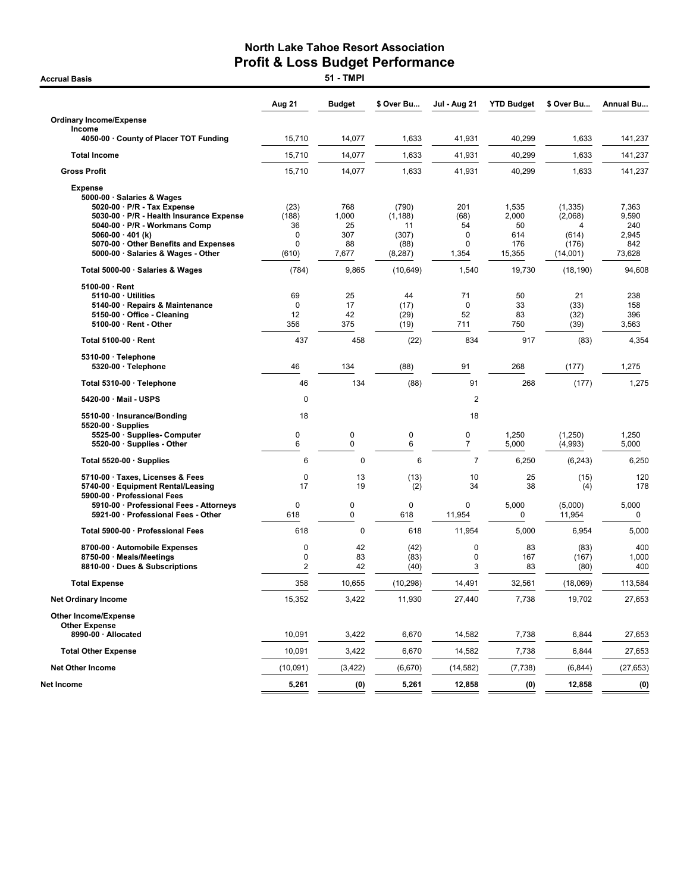# North Lake Tahoe Resort Association
## Profit & Loss Budget Performance

**Accrual Basis** — **51 - TMPI**

| | Aug 21 | Budget | $ Over Bu... | Jul - Aug 21 | YTD Budget | $ Over Bu... | Annual Bu... |
|---|---|---|---|---|---|---|---|
| **Ordinary Income/Expense** | | | | | | | |
| **Income** | | | | | | | |
| 4050-00 · County of Placer TOT Funding | 15,710 | 14,077 | 1,633 | 41,931 | 40,299 | 1,633 | 141,237 |
| **Total Income** | 15,710 | 14,077 | 1,633 | 41,931 | 40,299 | 1,633 | 141,237 |
| **Gross Profit** | 15,710 | 14,077 | 1,633 | 41,931 | 40,299 | 1,633 | 141,237 |
| **Expense** | | | | | | | |
| 5000-00 · Salaries & Wages | | | | | | | |
| 5020-00 · P/R - Tax Expense | (23) | 768 | (790) | 201 | 1,535 | (1,335) | 7,363 |
| 5030-00 · P/R - Health Insurance Expense | (188) | 1,000 | (1,188) | (68) | 2,000 | (2,068) | 9,590 |
| 5040-00 · P/R - Workmans Comp | 36 | 25 | 11 | 54 | 50 | 4 | 240 |
| 5060-00 · 401 (k) | 0 | 307 | (307) | 0 | 614 | (614) | 2,945 |
| 5070-00 · Other Benefits and Expenses | 0 | 88 | (88) | 0 | 176 | (176) | 842 |
| 5000-00 · Salaries & Wages - Other | (610) | 7,677 | (8,287) | 1,354 | 15,355 | (14,001) | 73,628 |
| Total 5000-00 · Salaries & Wages | (784) | 9,865 | (10,649) | 1,540 | 19,730 | (18,190) | 94,608 |
| 5100-00 · Rent | | | | | | | |
| 5110-00 · Utilities | 69 | 25 | 44 | 71 | 50 | 21 | 238 |
| 5140-00 · Repairs & Maintenance | 0 | 17 | (17) | 0 | 33 | (33) | 158 |
| 5150-00 · Office - Cleaning | 12 | 42 | (29) | 52 | 83 | (32) | 396 |
| 5100-00 · Rent - Other | 356 | 375 | (19) | 711 | 750 | (39) | 3,563 |
| Total 5100-00 · Rent | 437 | 458 | (22) | 834 | 917 | (83) | 4,354 |
| 5310-00 · Telephone | | | | | | | |
| 5320-00 · Telephone | 46 | 134 | (88) | 91 | 268 | (177) | 1,275 |
| Total 5310-00 · Telephone | 46 | 134 | (88) | 91 | 268 | (177) | 1,275 |
| 5420-00 · Mail - USPS | 0 | | | 2 | | | |
| 5510-00 · Insurance/Bonding | 18 | | | 18 | | | |
| 5520-00 · Supplies | | | | | | | |
| 5525-00 · Supplies- Computer | 0 | 0 | 0 | 0 | 1,250 | (1,250) | 1,250 |
| 5520-00 · Supplies - Other | 6 | 0 | 6 | 7 | 5,000 | (4,993) | 5,000 |
| Total 5520-00 · Supplies | 6 | 0 | 6 | 7 | 6,250 | (6,243) | 6,250 |
| 5710-00 · Taxes, Licenses & Fees | 0 | 13 | (13) | 10 | 25 | (15) | 120 |
| 5740-00 · Equipment Rental/Leasing | 17 | 19 | (2) | 34 | 38 | (4) | 178 |
| 5900-00 · Professional Fees | | | | | | | |
| 5910-00 · Professional Fees - Attorneys | 0 | 0 | 0 | 0 | 5,000 | (5,000) | 5,000 |
| 5921-00 · Professional Fees - Other | 618 | 0 | 618 | 11,954 | 0 | 11,954 | 0 |
| Total 5900-00 · Professional Fees | 618 | 0 | 618 | 11,954 | 5,000 | 6,954 | 5,000 |
| 8700-00 · Automobile Expenses | 0 | 42 | (42) | 0 | 83 | (83) | 400 |
| 8750-00 · Meals/Meetings | 0 | 83 | (83) | 0 | 167 | (167) | 1,000 |
| 8810-00 · Dues & Subscriptions | 2 | 42 | (40) | 3 | 83 | (80) | 400 |
| **Total Expense** | 358 | 10,655 | (10,298) | 14,491 | 32,561 | (18,069) | 113,584 |
| **Net Ordinary Income** | 15,352 | 3,422 | 11,930 | 27,440 | 7,738 | 19,702 | 27,653 |
| **Other Income/Expense** | | | | | | | |
| **Other Expense** | | | | | | | |
| 8990-00 · Allocated | 10,091 | 3,422 | 6,670 | 14,582 | 7,738 | 6,844 | 27,653 |
| **Total Other Expense** | 10,091 | 3,422 | 6,670 | 14,582 | 7,738 | 6,844 | 27,653 |
| **Net Other Income** | (10,091) | (3,422) | (6,670) | (14,582) | (7,738) | (6,844) | (27,653) |
| **Net Income** | **5,261** | **(0)** | **5,261** | **12,858** | **(0)** | **12,858** | **(0)** |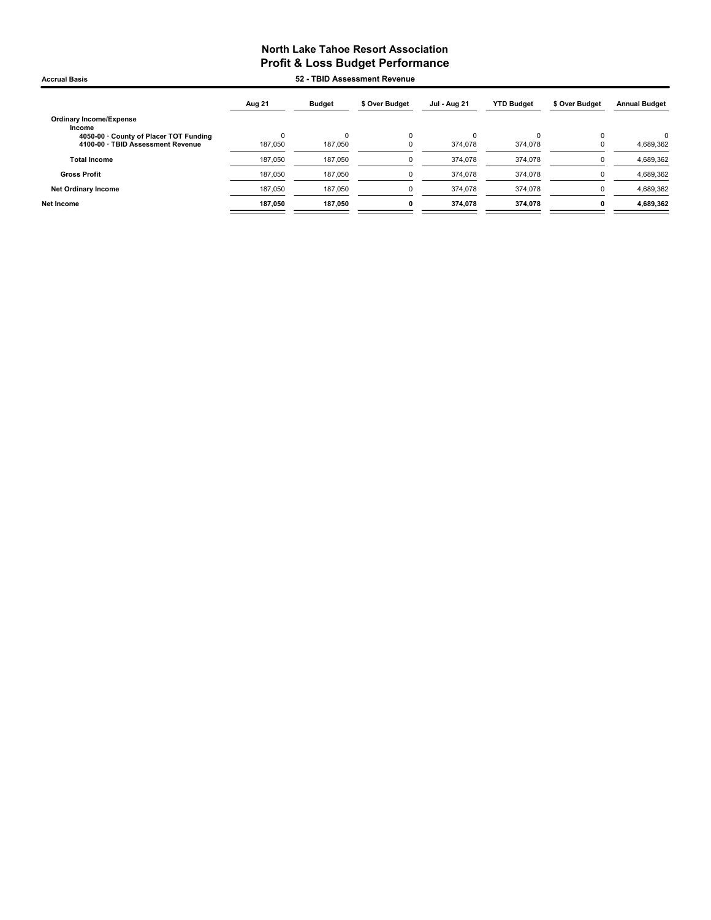# North Lake Tahoe Resort Association
## Profit & Loss Budget Performance

**Accrual Basis** — **52 - TBID Assessment Revenue**

| | Aug 21 | Budget | $ Over Budget | Jul - Aug 21 | YTD Budget | $ Over Budget | Annual Budget |
|---|---|---|---|---|---|---|---|
| **Ordinary Income/Expense** | | | | | | | |
| **Income** | | | | | | | |
| **4050-00 · County of Placer TOT Funding** | 0 | 0 | 0 | 0 | 0 | 0 | 0 |
| **4100-00 · TBID Assessment Revenue** | 187,050 | 187,050 | 0 | 374,078 | 374,078 | 0 | 4,689,362 |
| **Total Income** | 187,050 | 187,050 | 0 | 374,078 | 374,078 | 0 | 4,689,362 |
| **Gross Profit** | 187,050 | 187,050 | 0 | 374,078 | 374,078 | 0 | 4,689,362 |
| **Net Ordinary Income** | 187,050 | 187,050 | 0 | 374,078 | 374,078 | 0 | 4,689,362 |
| **Net Income** | **187,050** | **187,050** | **0** | **374,078** | **374,078** | **0** | **4,689,362** |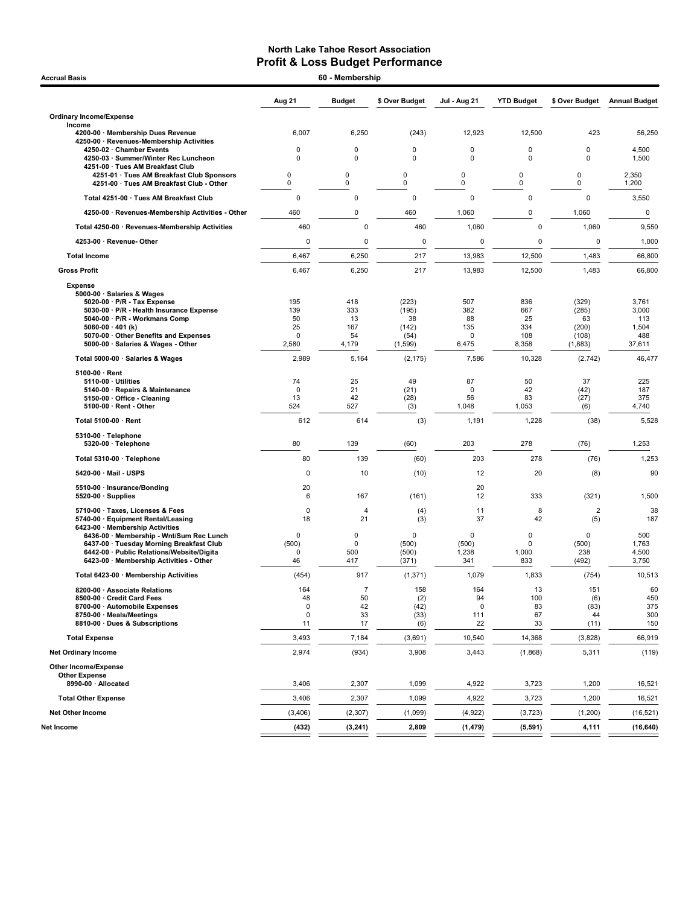# North Lake Tahoe Resort Association
## Profit & Loss Budget Performance

**Accrual Basis** — **60 - Membership**

| | Aug 21 | Budget | $ Over Budget | Jul - Aug 21 | YTD Budget | $ Over Budget | Annual Budget |
|---|---|---|---|---|---|---|---|
| **Ordinary Income/Expense** | | | | | | | |
| **Income** | | | | | | | |
| 4200-00 · Membership Dues Revenue | 6,007 | 6,250 | (243) | 12,923 | 12,500 | 423 | 56,250 |
| 4250-00 · Revenues-Membership Activities | | | | | | | |
| 4250-02 · Chamber Events | 0 | 0 | 0 | 0 | 0 | 0 | 4,500 |
| 4250-03 · Summer/Winter Rec Luncheon | 0 | 0 | 0 | 0 | 0 | 0 | 1,500 |
| 4251-00 · Tues AM Breakfast Club | | | | | | | |
| 4251-01 · Tues AM Breakfast Club Sponsors | 0 | 0 | 0 | 0 | 0 | 0 | 2,350 |
| 4251-00 · Tues AM Breakfast Club - Other | 0 | 0 | 0 | 0 | 0 | 0 | 1,200 |
| Total 4251-00 · Tues AM Breakfast Club | 0 | 0 | 0 | 0 | 0 | 0 | 3,550 |
| 4250-00 · Revenues-Membership Activities - Other | 460 | 0 | 460 | 1,060 | 0 | 1,060 | 0 |
| Total 4250-00 · Revenues-Membership Activities | 460 | 0 | 460 | 1,060 | 0 | 1,060 | 9,550 |
| 4253-00 · Revenue- Other | 0 | 0 | 0 | 0 | 0 | 0 | 1,000 |
| **Total Income** | 6,467 | 6,250 | 217 | 13,983 | 12,500 | 1,483 | 66,800 |
| **Gross Profit** | 6,467 | 6,250 | 217 | 13,983 | 12,500 | 1,483 | 66,800 |
| **Expense** | | | | | | | |
| 5000-00 · Salaries & Wages | | | | | | | |
| 5020-00 · P/R - Tax Expense | 195 | 418 | (223) | 507 | 836 | (329) | 3,761 |
| 5030-00 · P/R - Health Insurance Expense | 139 | 333 | (195) | 382 | 667 | (285) | 3,000 |
| 5040-00 · P/R - Workmans Comp | 50 | 13 | 38 | 88 | 25 | 63 | 113 |
| 5060-00 · 401 (k) | 25 | 167 | (142) | 135 | 334 | (200) | 1,504 |
| 5070-00 · Other Benefits and Expenses | 0 | 54 | (54) | 0 | 108 | (108) | 488 |
| 5000-00 · Salaries & Wages - Other | 2,580 | 4,179 | (1,599) | 6,475 | 8,358 | (1,883) | 37,611 |
| Total 5000-00 · Salaries & Wages | 2,989 | 5,164 | (2,175) | 7,586 | 10,328 | (2,742) | 46,477 |
| 5100-00 · Rent | | | | | | | |
| 5110-00 · Utilities | 74 | 25 | 49 | 87 | 50 | 37 | 225 |
| 5140-00 · Repairs & Maintenance | 0 | 21 | (21) | 0 | 42 | (42) | 187 |
| 5150-00 · Office - Cleaning | 13 | 42 | (28) | 56 | 83 | (27) | 375 |
| 5100-00 · Rent - Other | 524 | 527 | (3) | 1,048 | 1,053 | (6) | 4,740 |
| Total 5100-00 · Rent | 612 | 614 | (3) | 1,191 | 1,228 | (38) | 5,528 |
| 5310-00 · Telephone | | | | | | | |
| 5320-00 · Telephone | 80 | 139 | (60) | 203 | 278 | (76) | 1,253 |
| Total 5310-00 · Telephone | 80 | 139 | (60) | 203 | 278 | (76) | 1,253 |
| 5420-00 · Mail - USPS | 0 | 10 | (10) | 12 | 20 | (8) | 90 |
| 5510-00 · Insurance/Bonding | 20 | | | 20 | | | |
| 5520-00 · Supplies | 6 | 167 | (161) | 12 | 333 | (321) | 1,500 |
| 5710-00 · Taxes, Licenses & Fees | 0 | 4 | (4) | 11 | 8 | 2 | 38 |
| 5740-00 · Equipment Rental/Leasing | 18 | 21 | (3) | 37 | 42 | (5) | 187 |
| 6423-00 · Membership Activities | | | | | | | |
| 6436-00 · Membership - Wnt/Sum Rec Lunch | 0 | 0 | 0 | 0 | 0 | 0 | 500 |
| 6437-00 · Tuesday Morning Breakfast Club | (500) | 0 | (500) | (500) | 0 | (500) | 1,763 |
| 6442-00 · Public Relations/Website/Digita | 0 | 500 | (500) | 1,238 | 1,000 | 238 | 4,500 |
| 6423-00 · Membership Activities - Other | 46 | 417 | (371) | 341 | 833 | (492) | 3,750 |
| Total 6423-00 · Membership Activities | (454) | 917 | (1,371) | 1,079 | 1,833 | (754) | 10,513 |
| 8200-00 · Associate Relations | 164 | 7 | 158 | 164 | 13 | 151 | 60 |
| 8500-00 · Credit Card Fees | 48 | 50 | (2) | 94 | 100 | (6) | 450 |
| 8700-00 · Automobile Expenses | 0 | 42 | (42) | 0 | 83 | (83) | 375 |
| 8750-00 · Meals/Meetings | 0 | 33 | (33) | 111 | 67 | 44 | 300 |
| 8810-00 · Dues & Subscriptions | 11 | 17 | (6) | 22 | 33 | (11) | 150 |
| **Total Expense** | 3,493 | 7,184 | (3,691) | 10,540 | 14,368 | (3,828) | 66,919 |
| **Net Ordinary Income** | 2,974 | (934) | 3,908 | 3,443 | (1,868) | 5,311 | (119) |
| **Other Income/Expense** | | | | | | | |
| **Other Expense** | | | | | | | |
| 8990-00 · Allocated | 3,406 | 2,307 | 1,099 | 4,922 | 3,723 | 1,200 | 16,521 |
| **Total Other Expense** | 3,406 | 2,307 | 1,099 | 4,922 | 3,723 | 1,200 | 16,521 |
| **Net Other Income** | (3,406) | (2,307) | (1,099) | (4,922) | (3,723) | (1,200) | (16,521) |
| **Net Income** | **(432)** | **(3,241)** | **2,809** | **(1,479)** | **(5,591)** | **4,111** | **(16,640)** |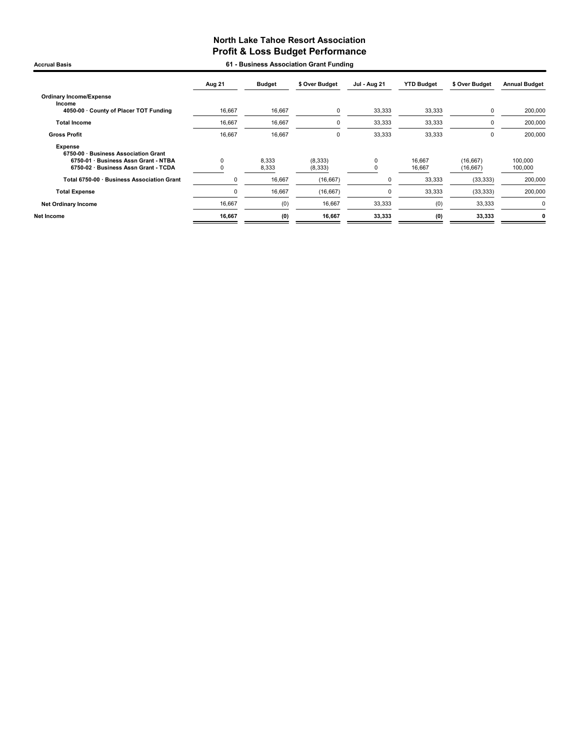# North Lake Tahoe Resort Association
## Profit & Loss Budget Performance

**Accrual Basis** — **61 - Business Association Grant Funding**

| | Aug 21 | Budget | $ Over Budget | Jul - Aug 21 | YTD Budget | $ Over Budget | Annual Budget |
|---|---|---|---|---|---|---|---|
| **Ordinary Income/Expense** | | | | | | | |
| **Income** | | | | | | | |
| **4050-00 · County of Placer TOT Funding** | 16,667 | 16,667 | 0 | 33,333 | 33,333 | 0 | 200,000 |
| **Total Income** | 16,667 | 16,667 | 0 | 33,333 | 33,333 | 0 | 200,000 |
| **Gross Profit** | 16,667 | 16,667 | 0 | 33,333 | 33,333 | 0 | 200,000 |
| **Expense** | | | | | | | |
| **6750-00 · Business Association Grant** | | | | | | | |
| **6750-01 · Business Assn Grant - NTBA** | 0 | 8,333 | (8,333) | 0 | 16,667 | (16,667) | 100,000 |
| **6750-02 · Business Assn Grant - TCDA** | 0 | 8,333 | (8,333) | 0 | 16,667 | (16,667) | 100,000 |
| **Total 6750-00 · Business Association Grant** | 0 | 16,667 | (16,667) | 0 | 33,333 | (33,333) | 200,000 |
| **Total Expense** | 0 | 16,667 | (16,667) | 0 | 33,333 | (33,333) | 200,000 |
| **Net Ordinary Income** | 16,667 | (0) | 16,667 | 33,333 | (0) | 33,333 | 0 |
| **Net Income** | **16,667** | **(0)** | **16,667** | **33,333** | **(0)** | **33,333** | **0** |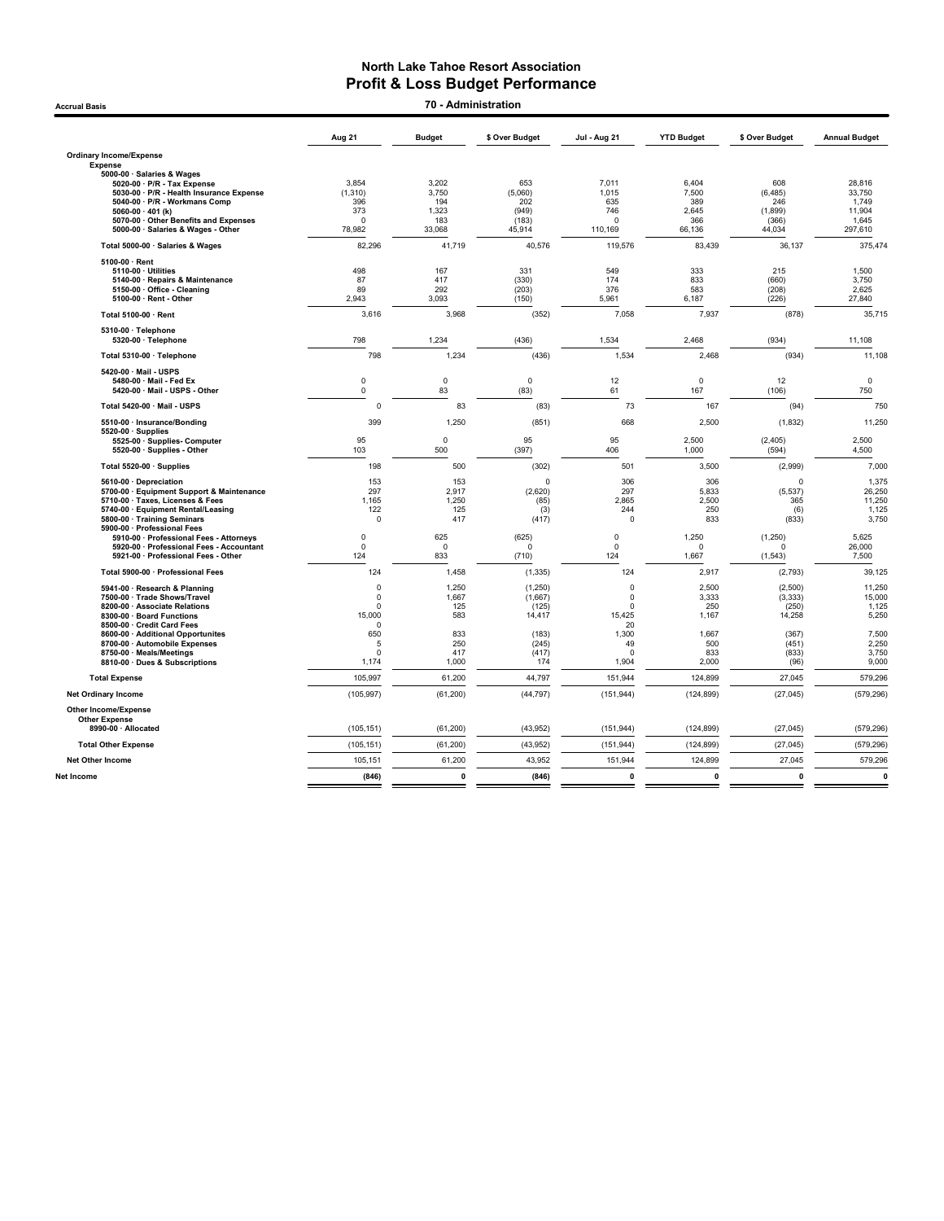# North Lake Tahoe Resort Association
## Profit & Loss Budget Performance

**Accrual Basis** — **70 - Administration**

| | Aug 21 | Budget | $ Over Budget | Jul - Aug 21 | YTD Budget | $ Over Budget | Annual Budget |
|---|---|---|---|---|---|---|---|
| **Ordinary Income/Expense** | | | | | | | |
| **Expense** | | | | | | | |
| **5000-00 · Salaries & Wages** | | | | | | | |
| 5020-00 · P/R - Tax Expense | 3,854 | 3,202 | 653 | 7,011 | 6,404 | 608 | 28,816 |
| 5030-00 · P/R - Health Insurance Expense | (1,310) | 3,750 | (5,060) | 1,015 | 7,500 | (6,485) | 33,750 |
| 5040-00 · P/R - Workmans Comp | 396 | 194 | 202 | 635 | 389 | 246 | 1,749 |
| 5060-00 · 401 (k) | 373 | 1,323 | (949) | 746 | 2,645 | (1,899) | 11,904 |
| 5070-00 · Other Benefits and Expenses | 0 | 183 | (183) | 0 | 366 | (366) | 1,645 |
| 5000-00 · Salaries & Wages - Other | 78,982 | 33,068 | 45,914 | 110,169 | 66,136 | 44,034 | 297,610 |
| **Total 5000-00 · Salaries & Wages** | 82,296 | 41,719 | 40,576 | 119,576 | 83,439 | 36,137 | 375,474 |
| **5100-00 · Rent** | | | | | | | |
| 5110-00 · Utilities | 498 | 167 | 331 | 549 | 333 | 215 | 1,500 |
| 5140-00 · Repairs & Maintenance | 87 | 417 | (330) | 174 | 833 | (660) | 3,750 |
| 5150-00 · Office - Cleaning | 89 | 292 | (203) | 376 | 583 | (208) | 2,625 |
| 5100-00 · Rent - Other | 2,943 | 3,093 | (150) | 5,961 | 6,187 | (226) | 27,840 |
| **Total 5100-00 · Rent** | 3,616 | 3,968 | (352) | 7,058 | 7,937 | (878) | 35,715 |
| **5310-00 · Telephone** | | | | | | | |
| 5320-00 · Telephone | 798 | 1,234 | (436) | 1,534 | 2,468 | (934) | 11,108 |
| **Total 5310-00 · Telephone** | 798 | 1,234 | (436) | 1,534 | 2,468 | (934) | 11,108 |
| **5420-00 · Mail - USPS** | | | | | | | |
| 5480-00 · Mail - Fed Ex | 0 | 0 | 0 | 12 | 0 | 12 | 0 |
| 5420-00 · Mail - USPS - Other | 0 | 83 | (83) | 61 | 167 | (106) | 750 |
| **Total 5420-00 · Mail - USPS** | 0 | 83 | (83) | 73 | 167 | (94) | 750 |
| 5510-00 · Insurance/Bonding | 399 | 1,250 | (851) | 668 | 2,500 | (1,832) | 11,250 |
| **5520-00 · Supplies** | | | | | | | |
| 5525-00 · Supplies- Computer | 95 | 0 | 95 | 95 | 2,500 | (2,405) | 2,500 |
| 5520-00 · Supplies - Other | 103 | 500 | (397) | 406 | 1,000 | (594) | 4,500 |
| **Total 5520-00 · Supplies** | 198 | 500 | (302) | 501 | 3,500 | (2,999) | 7,000 |
| 5610-00 · Depreciation | 153 | 153 | 0 | 306 | 306 | 0 | 1,375 |
| 5700-00 · Equipment Support & Maintenance | 297 | 2,917 | (2,620) | 297 | 5,833 | (5,537) | 26,250 |
| 5710-00 · Taxes, Licenses & Fees | 1,165 | 1,250 | (85) | 2,865 | 2,500 | 365 | 11,250 |
| 5740-00 · Equipment Rental/Leasing | 122 | 125 | (3) | 244 | 250 | (6) | 1,125 |
| 5800-00 · Training Seminars | 0 | 417 | (417) | 0 | 833 | (833) | 3,750 |
| **5900-00 · Professional Fees** | | | | | | | |
| 5910-00 · Professional Fees - Attorneys | 0 | 625 | (625) | 0 | 1,250 | (1,250) | 5,625 |
| 5920-00 · Professional Fees - Accountant | 0 | 0 | 0 | 0 | 0 | 0 | 26,000 |
| 5921-00 · Professional Fees - Other | 124 | 833 | (710) | 124 | 1,667 | (1,543) | 7,500 |
| **Total 5900-00 · Professional Fees** | 124 | 1,458 | (1,335) | 124 | 2,917 | (2,793) | 39,125 |
| 5941-00 · Research & Planning | 0 | 1,250 | (1,250) | 0 | 2,500 | (2,500) | 11,250 |
| 7500-00 · Trade Shows/Travel | 0 | 1,667 | (1,667) | 0 | 3,333 | (3,333) | 15,000 |
| 8200-00 · Associate Relations | 0 | 125 | (125) | 0 | 250 | (250) | 1,125 |
| 8300-00 · Board Functions | 15,000 | 583 | 14,417 | 15,425 | 1,167 | 14,258 | 5,250 |
| 8500-00 · Credit Card Fees | 0 | | | 20 | | | |
| 8600-00 · Additional Opportunites | 650 | 833 | (183) | 1,300 | 1,667 | (367) | 7,500 |
| 8700-00 · Automobile Expenses | 5 | 250 | (245) | 49 | 500 | (451) | 2,250 |
| 8750-00 · Meals/Meetings | 0 | 417 | (417) | 0 | 833 | (833) | 3,750 |
| 8810-00 · Dues & Subscriptions | 1,174 | 1,000 | 174 | 1,904 | 2,000 | (96) | 9,000 |
| **Total Expense** | 105,997 | 61,200 | 44,797 | 151,944 | 124,899 | 27,045 | 579,296 |
| **Net Ordinary Income** | (105,997) | (61,200) | (44,797) | (151,944) | (124,899) | (27,045) | (579,296) |
| **Other Income/Expense** | | | | | | | |
| **Other Expense** | | | | | | | |
| 8990-00 · Allocated | (105,151) | (61,200) | (43,952) | (151,944) | (124,899) | (27,045) | (579,296) |
| **Total Other Expense** | (105,151) | (61,200) | (43,952) | (151,944) | (124,899) | (27,045) | (579,296) |
| **Net Other Income** | 105,151 | 61,200 | 43,952 | 151,944 | 124,899 | 27,045 | 579,296 |
| **Net Income** | **(846)** | **0** | **(846)** | **0** | **0** | **0** | **0** |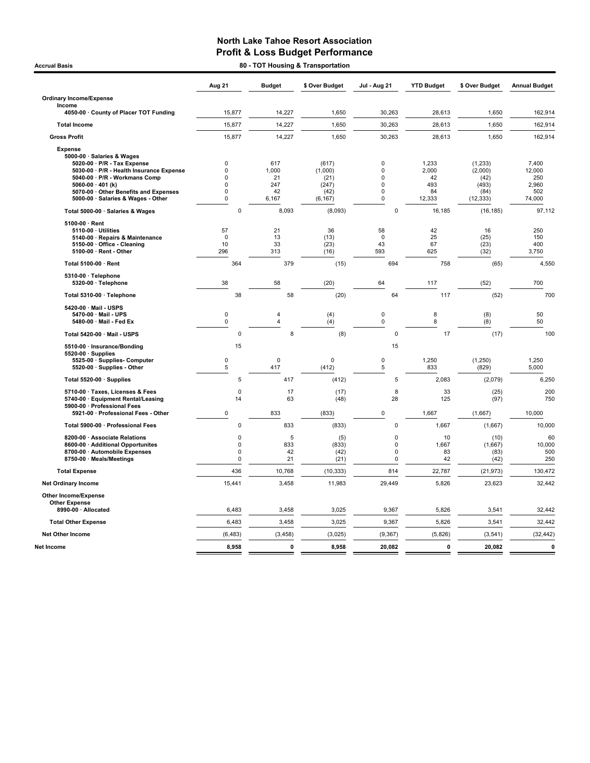# North Lake Tahoe Resort Association
## Profit & Loss Budget Performance

Accrual Basis

**80 - TOT Housing & Transportation**

| | Aug 21 | Budget | $ Over Budget | Jul - Aug 21 | YTD Budget | $ Over Budget | Annual Budget |
|---|---|---|---|---|---|---|---|
| **Ordinary Income/Expense** | | | | | | | |
| **Income** | | | | | | | |
| 4050-00 · County of Placer TOT Funding | 15,877 | 14,227 | 1,650 | 30,263 | 28,613 | 1,650 | 162,914 |
| **Total Income** | 15,877 | 14,227 | 1,650 | 30,263 | 28,613 | 1,650 | 162,914 |
| **Gross Profit** | 15,877 | 14,227 | 1,650 | 30,263 | 28,613 | 1,650 | 162,914 |
| **Expense** | | | | | | | |
| 5000-00 · Salaries & Wages | | | | | | | |
| 5020-00 · P/R - Tax Expense | 0 | 617 | (617) | 0 | 1,233 | (1,233) | 7,400 |
| 5030-00 · P/R - Health Insurance Expense | 0 | 1,000 | (1,000) | 0 | 2,000 | (2,000) | 12,000 |
| 5040-00 · P/R - Workmans Comp | 0 | 21 | (21) | 0 | 42 | (42) | 250 |
| 5060-00 · 401 (k) | 0 | 247 | (247) | 0 | 493 | (493) | 2,960 |
| 5070-00 · Other Benefits and Expenses | 0 | 42 | (42) | 0 | 84 | (84) | 502 |
| 5000-00 · Salaries & Wages - Other | 0 | 6,167 | (6,167) | 0 | 12,333 | (12,333) | 74,000 |
| Total 5000-00 · Salaries & Wages | 0 | 8,093 | (8,093) | 0 | 16,185 | (16,185) | 97,112 |
| 5100-00 · Rent | | | | | | | |
| 5110-00 · Utilities | 57 | 21 | 36 | 58 | 42 | 16 | 250 |
| 5140-00 · Repairs & Maintenance | 0 | 13 | (13) | 0 | 25 | (25) | 150 |
| 5150-00 · Office - Cleaning | 10 | 33 | (23) | 43 | 67 | (23) | 400 |
| 5100-00 · Rent - Other | 296 | 313 | (16) | 593 | 625 | (32) | 3,750 |
| Total 5100-00 · Rent | 364 | 379 | (15) | 694 | 758 | (65) | 4,550 |
| 5310-00 · Telephone | | | | | | | |
| 5320-00 · Telephone | 38 | 58 | (20) | 64 | 117 | (52) | 700 |
| Total 5310-00 · Telephone | 38 | 58 | (20) | 64 | 117 | (52) | 700 |
| 5420-00 · Mail - USPS | | | | | | | |
| 5470-00 · Mail - UPS | 0 | 4 | (4) | 0 | 8 | (8) | 50 |
| 5480-00 · Mail - Fed Ex | 0 | 4 | (4) | 0 | 8 | (8) | 50 |
| Total 5420-00 · Mail - USPS | 0 | 8 | (8) | 0 | 17 | (17) | 100 |
| 5510-00 · Insurance/Bonding | 15 | | | 15 | | | |
| 5520-00 · Supplies | | | | | | | |
| 5525-00 · Supplies- Computer | 0 | 0 | 0 | 0 | 1,250 | (1,250) | 1,250 |
| 5520-00 · Supplies - Other | 5 | 417 | (412) | 5 | 833 | (829) | 5,000 |
| Total 5520-00 · Supplies | 5 | 417 | (412) | 5 | 2,083 | (2,079) | 6,250 |
| 5710-00 · Taxes, Licenses & Fees | 0 | 17 | (17) | 8 | 33 | (25) | 200 |
| 5740-00 · Equipment Rental/Leasing | 14 | 63 | (48) | 28 | 125 | (97) | 750 |
| 5900-00 · Professional Fees | | | | | | | |
| 5921-00 · Professional Fees - Other | 0 | 833 | (833) | 0 | 1,667 | (1,667) | 10,000 |
| Total 5900-00 · Professional Fees | 0 | 833 | (833) | 0 | 1,667 | (1,667) | 10,000 |
| 8200-00 · Associate Relations | 0 | 5 | (5) | 0 | 10 | (10) | 60 |
| 8600-00 · Additional Opportunites | 0 | 833 | (833) | 0 | 1,667 | (1,667) | 10,000 |
| 8700-00 · Automobile Expenses | 0 | 42 | (42) | 0 | 83 | (83) | 500 |
| 8750-00 · Meals/Meetings | 0 | 21 | (21) | 0 | 42 | (42) | 250 |
| **Total Expense** | 436 | 10,768 | (10,333) | 814 | 22,787 | (21,973) | 130,472 |
| **Net Ordinary Income** | 15,441 | 3,458 | 11,983 | 29,449 | 5,826 | 23,623 | 32,442 |
| **Other Income/Expense** | | | | | | | |
| **Other Expense** | | | | | | | |
| 8990-00 · Allocated | 6,483 | 3,458 | 3,025 | 9,367 | 5,826 | 3,541 | 32,442 |
| **Total Other Expense** | 6,483 | 3,458 | 3,025 | 9,367 | 5,826 | 3,541 | 32,442 |
| **Net Other Income** | (6,483) | (3,458) | (3,025) | (9,367) | (5,826) | (3,541) | (32,442) |
| **Net Income** | **8,958** | **0** | **8,958** | **20,082** | **0** | **20,082** | **0** |